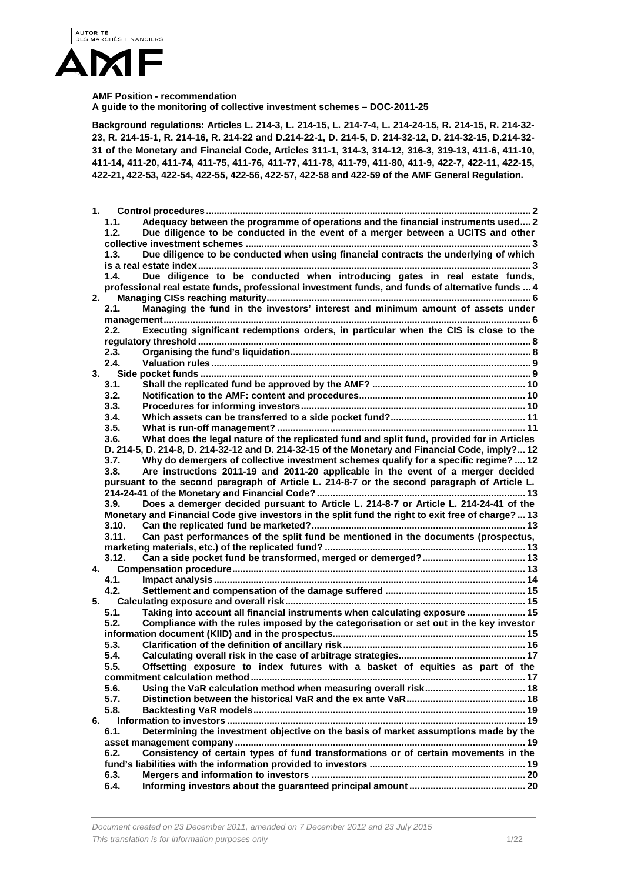AUTORITÉ DES MARCHÉS FINANCIERS

**AMF Position - recommendation**
**A guide to the monitoring of collective investment schemes – DOC-2011-25**

**Background regulations: Articles L. 214-3, L. 214-15, L. 214-7-4, L. 214-24-15, R. 214-15, R. 214-32-23, R. 214-15-1, R. 214-16, R. 214-22 and D.214-22-1, D. 214-5, D. 214-32-12, D. 214-32-15, D.214-32-31 of the Monetary and Financial Code, Articles 311-1, 314-3, 314-12, 316-3, 319-13, 411-6, 411-10, 411-14, 411-20, 411-74, 411-75, 411-76, 411-77, 411-78, 411-79, 411-80, 411-9, 422-7, 422-11, 422-15, 422-21, 422-53, 422-54, 422-55, 422-56, 422-57, 422-58 and 422-59 of the AMF General Regulation.**

- **1. Control procedures** .......... 2
  - **1.1. Adequacy between the programme of operations and the financial instruments used** .......... 2
  - **1.2. Due diligence to be conducted in the event of a merger between a UCITS and other collective investment schemes** .......... 3
  - **1.3. Due diligence to be conducted when using financial contracts the underlying of which is a real estate index** .......... 3
  - **1.4. Due diligence to be conducted when introducing gates in real estate funds, professional real estate funds, professional investment funds, and funds of alternative funds** .......... 4
- **2. Managing CISs reaching maturity** .......... 6
  - **2.1. Managing the fund in the investors' interest and minimum amount of assets under management** .......... 6
  - **2.2. Executing significant redemptions orders, in particular when the CIS is close to the regulatory threshold** .......... 8
  - **2.3. Organising the fund's liquidation** .......... 8
  - **2.4. Valuation rules** .......... 9
- **3. Side pocket funds** .......... 9
  - **3.1. Shall the replicated fund be approved by the AMF?** .......... 10
  - **3.2. Notification to the AMF: content and procedures** .......... 10
  - **3.3. Procedures for informing investors** .......... 10
  - **3.4. Which assets can be transferred to a side pocket fund?** .......... 11
  - **3.5. What is run-off management?** .......... 11
  - **3.6. What does the legal nature of the replicated fund and split fund, provided for in Articles D. 214-5, D. 214-8, D. 214-32-12 and D. 214-32-15 of the Monetary and Financial Code, imply?** .......... 12
  - **3.7. Why do demergers of collective investment schemes qualify for a specific regime?** .......... 12
  - **3.8. Are instructions 2011-19 and 2011-20 applicable in the event of a merger decided pursuant to the second paragraph of Article L. 214-8-7 or the second paragraph of Article L. 214-24-41 of the Monetary and Financial Code?** .......... 13
  - **3.9. Does a demerger decided pursuant to Article L. 214-8-7 or Article L. 214-24-41 of the Monetary and Financial Code give investors in the split fund the right to exit free of charge?** .......... 13
  - **3.10. Can the replicated fund be marketed?** .......... 13
  - **3.11. Can past performances of the split fund be mentioned in the documents (prospectus, marketing materials, etc.) of the replicated fund?** .......... 13
  - **3.12. Can a side pocket fund be transformed, merged or demerged?** .......... 13
- **4. Compensation procedure** .......... 13
  - **4.1. Impact analysis** .......... 14
  - **4.2. Settlement and compensation of the damage suffered** .......... 15
- **5. Calculating exposure and overall risk** .......... 15
  - **5.1. Taking into account all financial instruments when calculating exposure** .......... 15
  - **5.2. Compliance with the rules imposed by the categorisation or set out in the key investor information document (KIID) and in the prospectus** .......... 15
  - **5.3. Clarification of the definition of ancillary risk** .......... 16
  - **5.4. Calculating overall risk in the case of arbitrage strategies** .......... 17
  - **5.5. Offsetting exposure to index futures with a basket of equities as part of the commitment calculation method** .......... 17
  - **5.6. Using the VaR calculation method when measuring overall risk** .......... 18
  - **5.7. Distinction between the historical VaR and the ex ante VaR** .......... 18
  - **5.8. Backtesting VaR models** .......... 19
- **6. Information to investors** .......... 19
  - **6.1. Determining the investment objective on the basis of market assumptions made by the asset management company** .......... 19
  - **6.2. Consistency of certain types of fund transformations or of certain movements in the fund's liabilities with the information provided to investors** .......... 19
  - **6.3. Mergers and information to investors** .......... 20
  - **6.4. Informing investors about the guaranteed principal amount** .......... 20

*Document created on 23 December 2011, amended on 7 December 2012 and 23 July 2015*
*This translation is for information purposes only*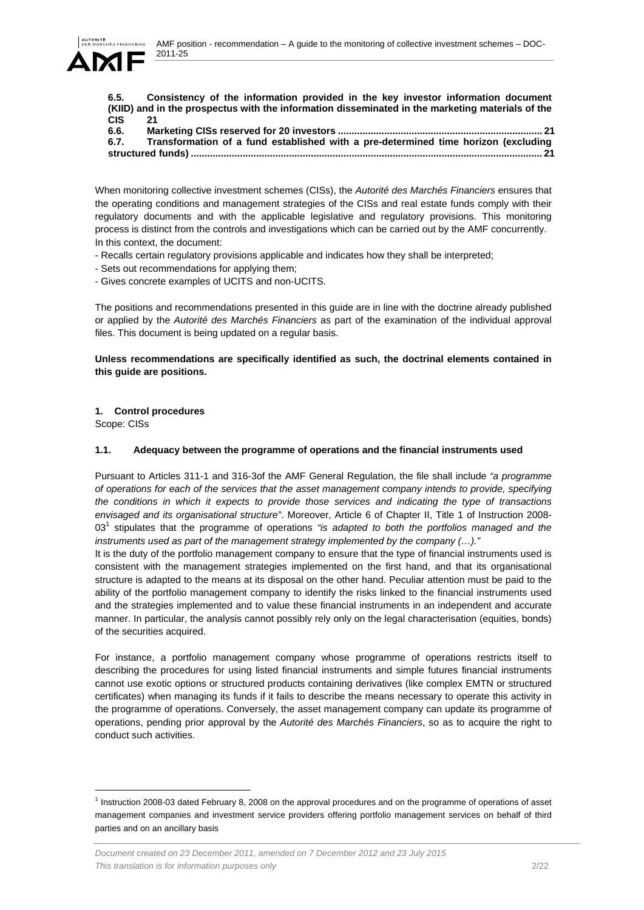**6.5. Consistency of the information provided in the key investor information document (KIID) and in the prospectus with the information disseminated in the marketing materials of the CIS 21**

**6.6. Marketing CISs reserved for 20 investors ........................................................................ 21**

**6.7. Transformation of a fund established with a pre-determined time horizon (excluding structured funds) .............................................................................................................................. 21**

When monitoring collective investment schemes (CISs), the *Autorité des Marchés Financiers* ensures that the operating conditions and management strategies of the CISs and real estate funds comply with their regulatory documents and with the applicable legislative and regulatory provisions. This monitoring process is distinct from the controls and investigations which can be carried out by the AMF concurrently. In this context, the document:

- Recalls certain regulatory provisions applicable and indicates how they shall be interpreted;
- Sets out recommendations for applying them;
- Gives concrete examples of UCITS and non-UCITS.

The positions and recommendations presented in this guide are in line with the doctrine already published or applied by the *Autorité des Marchés Financiers* as part of the examination of the individual approval files. This document is being updated on a regular basis.

**Unless recommendations are specifically identified as such, the doctrinal elements contained in this guide are positions.**

## 1. Control procedures

Scope: CISs

### 1.1. Adequacy between the programme of operations and the financial instruments used

Pursuant to Articles 311-1 and 316-3of the AMF General Regulation, the file shall include *"a programme of operations for each of the services that the asset management company intends to provide, specifying the conditions in which it expects to provide those services and indicating the type of transactions envisaged and its organisational structure"*. Moreover, Article 6 of Chapter II, Title 1 of Instruction 2008-03[1] stipulates that the programme of operations *"is adapted to both the portfolios managed and the instruments used as part of the management strategy implemented by the company (…)."*

It is the duty of the portfolio management company to ensure that the type of financial instruments used is consistent with the management strategies implemented on the first hand, and that its organisational structure is adapted to the means at its disposal on the other hand. Peculiar attention must be paid to the ability of the portfolio management company to identify the risks linked to the financial instruments used and the strategies implemented and to value these financial instruments in an independent and accurate manner. In particular, the analysis cannot possibly rely only on the legal characterisation (equities, bonds) of the securities acquired.

For instance, a portfolio management company whose programme of operations restricts itself to describing the procedures for using listed financial instruments and simple futures financial instruments cannot use exotic options or structured products containing derivatives (like complex EMTN or structured certificates) when managing its funds if it fails to describe the means necessary to operate this activity in the programme of operations. Conversely, the asset management company can update its programme of operations, pending prior approval by the *Autorité des Marchés Financiers*, so as to acquire the right to conduct such activities.

[1] Instruction 2008-03 dated February 8, 2008 on the approval procedures and on the programme of operations of asset management companies and investment service providers offering portfolio management services on behalf of third parties and on an ancillary basis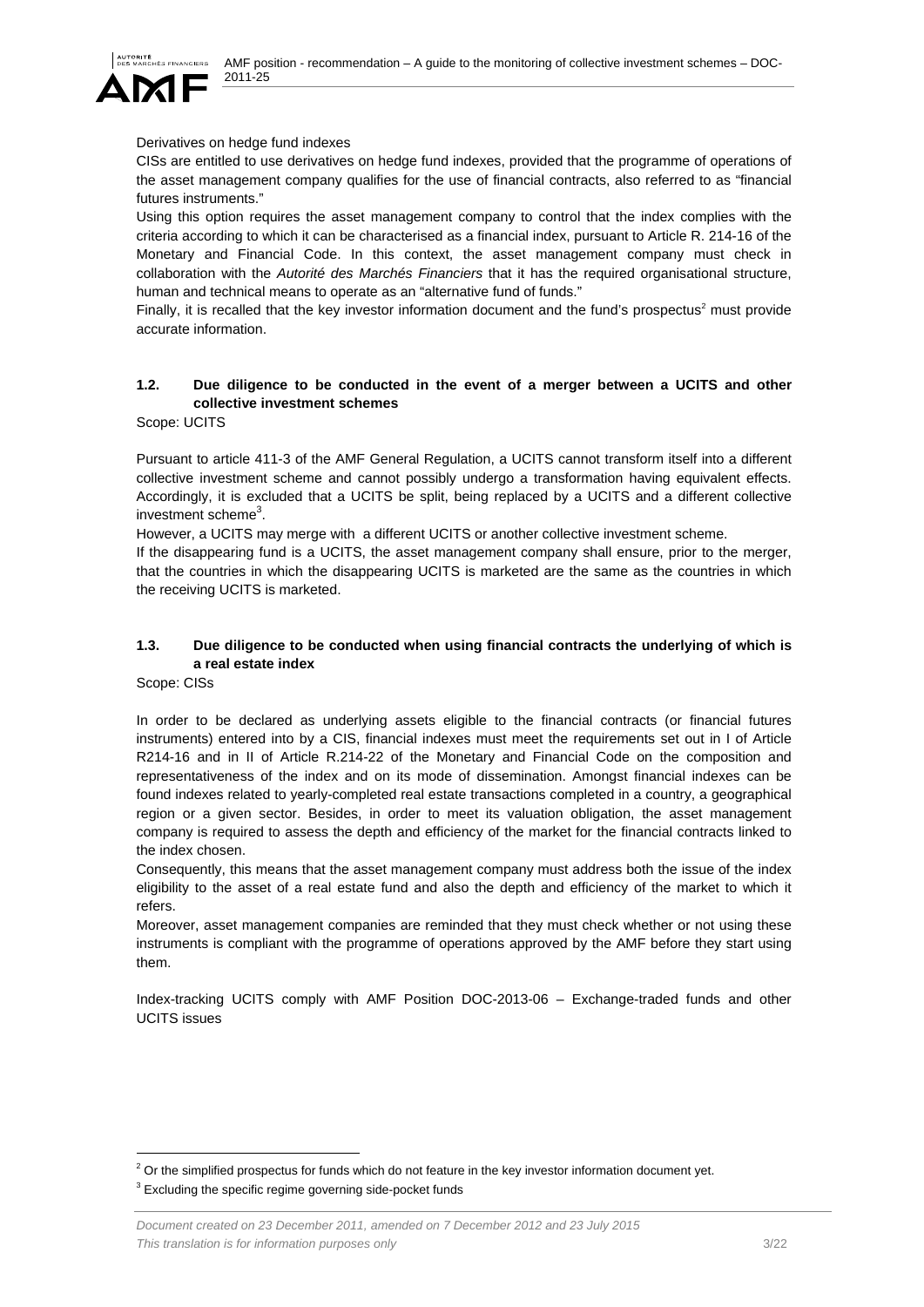Derivatives on hedge fund indexes

CISs are entitled to use derivatives on hedge fund indexes, provided that the programme of operations of the asset management company qualifies for the use of financial contracts, also referred to as "financial futures instruments."

Using this option requires the asset management company to control that the index complies with the criteria according to which it can be characterised as a financial index, pursuant to Article R. 214-16 of the Monetary and Financial Code. In this context, the asset management company must check in collaboration with the *Autorité des Marchés Financiers* that it has the required organisational structure, human and technical means to operate as an "alternative fund of funds."

Finally, it is recalled that the key investor information document and the fund's prospectus[2] must provide accurate information.

### 1.2. Due diligence to be conducted in the event of a merger between a UCITS and other collective investment schemes

Scope: UCITS

Pursuant to article 411-3 of the AMF General Regulation, a UCITS cannot transform itself into a different collective investment scheme and cannot possibly undergo a transformation having equivalent effects. Accordingly, it is excluded that a UCITS be split, being replaced by a UCITS and a different collective investment scheme[3].

However, a UCITS may merge with a different UCITS or another collective investment scheme.

If the disappearing fund is a UCITS, the asset management company shall ensure, prior to the merger, that the countries in which the disappearing UCITS is marketed are the same as the countries in which the receiving UCITS is marketed.

### 1.3. Due diligence to be conducted when using financial contracts the underlying of which is a real estate index

Scope: CISs

In order to be declared as underlying assets eligible to the financial contracts (or financial futures instruments) entered into by a CIS, financial indexes must meet the requirements set out in I of Article R214-16 and in II of Article R.214-22 of the Monetary and Financial Code on the composition and representativeness of the index and on its mode of dissemination. Amongst financial indexes can be found indexes related to yearly-completed real estate transactions completed in a country, a geographical region or a given sector. Besides, in order to meet its valuation obligation, the asset management company is required to assess the depth and efficiency of the market for the financial contracts linked to the index chosen.

Consequently, this means that the asset management company must address both the issue of the index eligibility to the asset of a real estate fund and also the depth and efficiency of the market to which it refers.

Moreover, asset management companies are reminded that they must check whether or not using these instruments is compliant with the programme of operations approved by the AMF before they start using them.

Index-tracking UCITS comply with AMF Position DOC-2013-06 – Exchange-traded funds and other UCITS issues

---

[2] Or the simplified prospectus for funds which do not feature in the key investor information document yet.

[3] Excluding the specific regime governing side-pocket funds

*Document created on 23 December 2011, amended on 7 December 2012 and 23 July 2015*
*This translation is for information purposes only*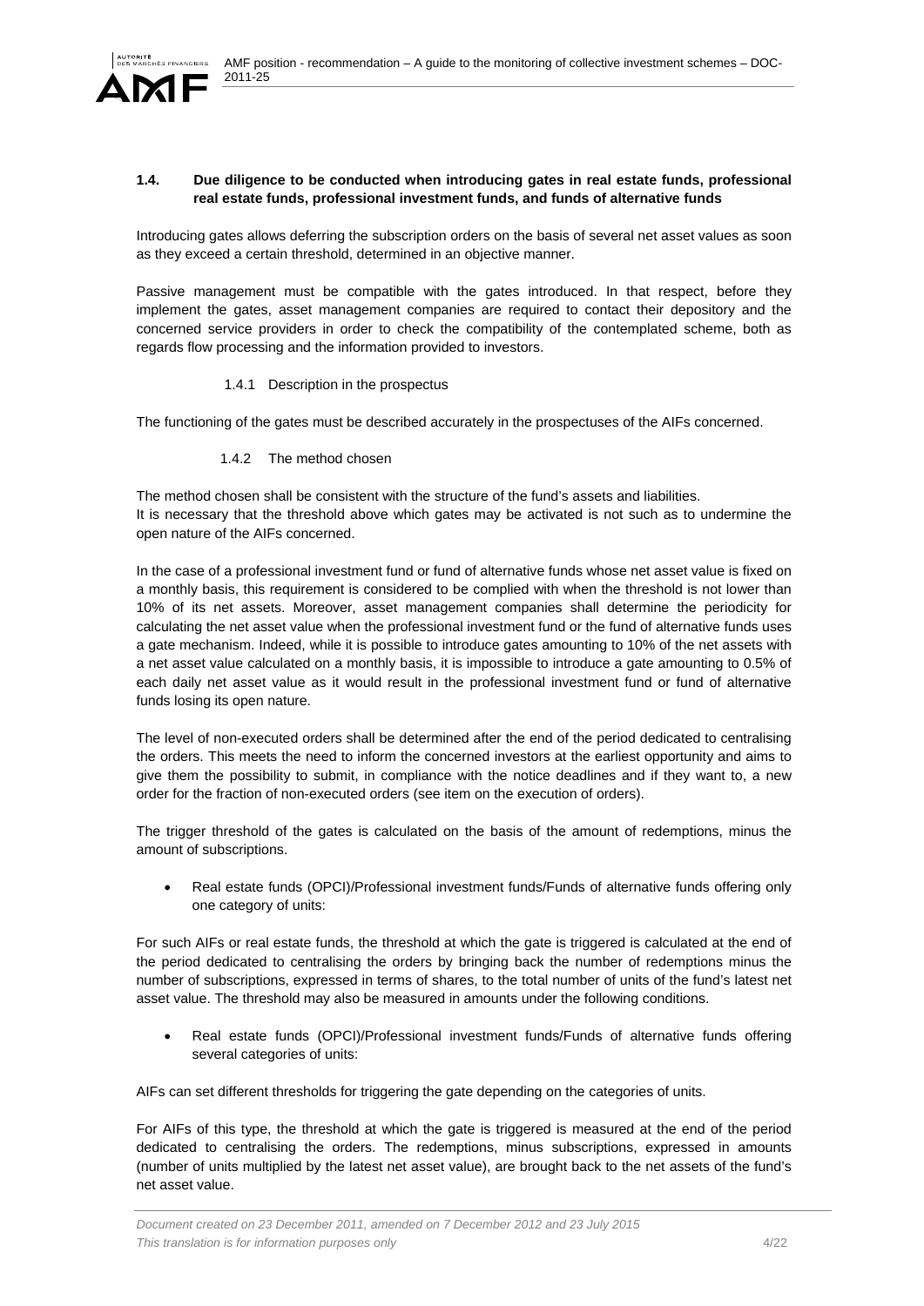### 1.4. Due diligence to be conducted when introducing gates in real estate funds, professional real estate funds, professional investment funds, and funds of alternative funds

Introducing gates allows deferring the subscription orders on the basis of several net asset values as soon as they exceed a certain threshold, determined in an objective manner.

Passive management must be compatible with the gates introduced. In that respect, before they implement the gates, asset management companies are required to contact their depository and the concerned service providers in order to check the compatibility of the contemplated scheme, both as regards flow processing and the information provided to investors.

#### 1.4.1 Description in the prospectus

The functioning of the gates must be described accurately in the prospectuses of the AIFs concerned.

#### 1.4.2 The method chosen

The method chosen shall be consistent with the structure of the fund's assets and liabilities.
It is necessary that the threshold above which gates may be activated is not such as to undermine the open nature of the AIFs concerned.

In the case of a professional investment fund or fund of alternative funds whose net asset value is fixed on a monthly basis, this requirement is considered to be complied with when the threshold is not lower than 10% of its net assets. Moreover, asset management companies shall determine the periodicity for calculating the net asset value when the professional investment fund or the fund of alternative funds uses a gate mechanism. Indeed, while it is possible to introduce gates amounting to 10% of the net assets with a net asset value calculated on a monthly basis, it is impossible to introduce a gate amounting to 0.5% of each daily net asset value as it would result in the professional investment fund or fund of alternative funds losing its open nature.

The level of non-executed orders shall be determined after the end of the period dedicated to centralising the orders. This meets the need to inform the concerned investors at the earliest opportunity and aims to give them the possibility to submit, in compliance with the notice deadlines and if they want to, a new order for the fraction of non-executed orders (see item on the execution of orders).

The trigger threshold of the gates is calculated on the basis of the amount of redemptions, minus the amount of subscriptions.

- Real estate funds (OPCI)/Professional investment funds/Funds of alternative funds offering only one category of units:

For such AIFs or real estate funds, the threshold at which the gate is triggered is calculated at the end of the period dedicated to centralising the orders by bringing back the number of redemptions minus the number of subscriptions, expressed in terms of shares, to the total number of units of the fund's latest net asset value. The threshold may also be measured in amounts under the following conditions.

- Real estate funds (OPCI)/Professional investment funds/Funds of alternative funds offering several categories of units:

AIFs can set different thresholds for triggering the gate depending on the categories of units.

For AIFs of this type, the threshold at which the gate is triggered is measured at the end of the period dedicated to centralising the orders. The redemptions, minus subscriptions, expressed in amounts (number of units multiplied by the latest net asset value), are brought back to the net assets of the fund's net asset value.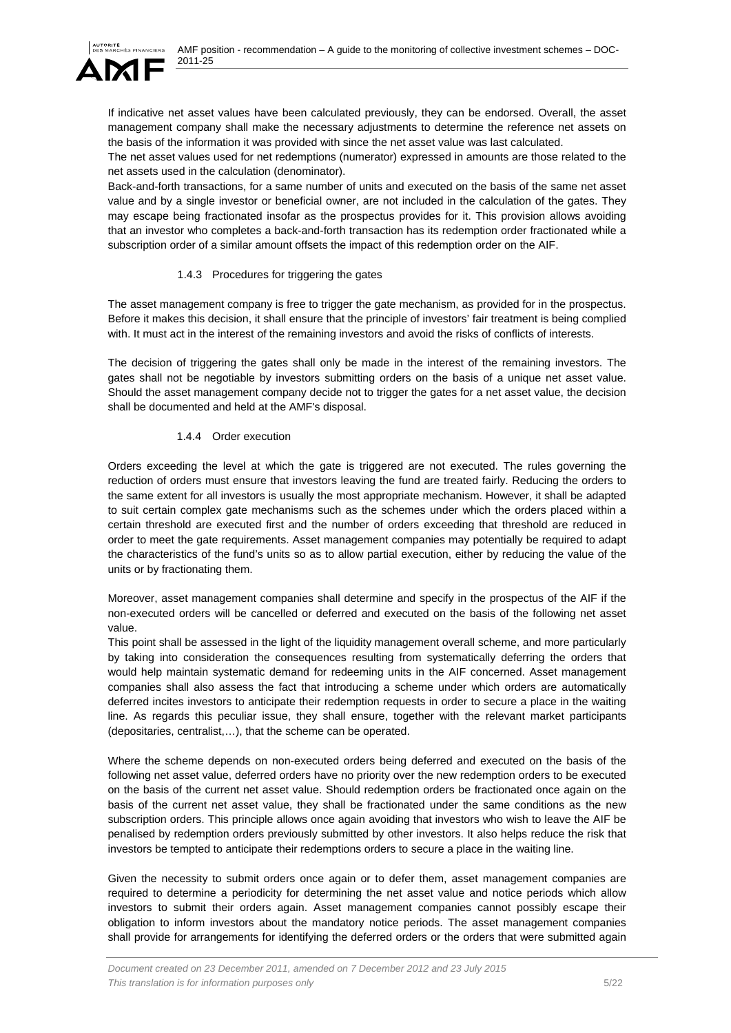If indicative net asset values have been calculated previously, they can be endorsed. Overall, the asset management company shall make the necessary adjustments to determine the reference net assets on the basis of the information it was provided with since the net asset value was last calculated.

The net asset values used for net redemptions (numerator) expressed in amounts are those related to the net assets used in the calculation (denominator).

Back-and-forth transactions, for a same number of units and executed on the basis of the same net asset value and by a single investor or beneficial owner, are not included in the calculation of the gates. They may escape being fractionated insofar as the prospectus provides for it. This provision allows avoiding that an investor who completes a back-and-forth transaction has its redemption order fractionated while a subscription order of a similar amount offsets the impact of this redemption order on the AIF.

#### 1.4.3 Procedures for triggering the gates

The asset management company is free to trigger the gate mechanism, as provided for in the prospectus. Before it makes this decision, it shall ensure that the principle of investors' fair treatment is being complied with. It must act in the interest of the remaining investors and avoid the risks of conflicts of interests.

The decision of triggering the gates shall only be made in the interest of the remaining investors. The gates shall not be negotiable by investors submitting orders on the basis of a unique net asset value. Should the asset management company decide not to trigger the gates for a net asset value, the decision shall be documented and held at the AMF's disposal.

#### 1.4.4 Order execution

Orders exceeding the level at which the gate is triggered are not executed. The rules governing the reduction of orders must ensure that investors leaving the fund are treated fairly. Reducing the orders to the same extent for all investors is usually the most appropriate mechanism. However, it shall be adapted to suit certain complex gate mechanisms such as the schemes under which the orders placed within a certain threshold are executed first and the number of orders exceeding that threshold are reduced in order to meet the gate requirements. Asset management companies may potentially be required to adapt the characteristics of the fund's units so as to allow partial execution, either by reducing the value of the units or by fractionating them.

Moreover, asset management companies shall determine and specify in the prospectus of the AIF if the non-executed orders will be cancelled or deferred and executed on the basis of the following net asset value.

This point shall be assessed in the light of the liquidity management overall scheme, and more particularly by taking into consideration the consequences resulting from systematically deferring the orders that would help maintain systematic demand for redeeming units in the AIF concerned. Asset management companies shall also assess the fact that introducing a scheme under which orders are automatically deferred incites investors to anticipate their redemption requests in order to secure a place in the waiting line. As regards this peculiar issue, they shall ensure, together with the relevant market participants (depositaries, centralist,…), that the scheme can be operated.

Where the scheme depends on non-executed orders being deferred and executed on the basis of the following net asset value, deferred orders have no priority over the new redemption orders to be executed on the basis of the current net asset value. Should redemption orders be fractionated once again on the basis of the current net asset value, they shall be fractionated under the same conditions as the new subscription orders. This principle allows once again avoiding that investors who wish to leave the AIF be penalised by redemption orders previously submitted by other investors. It also helps reduce the risk that investors be tempted to anticipate their redemptions orders to secure a place in the waiting line.

Given the necessity to submit orders once again or to defer them, asset management companies are required to determine a periodicity for determining the net asset value and notice periods which allow investors to submit their orders again. Asset management companies cannot possibly escape their obligation to inform investors about the mandatory notice periods. The asset management companies shall provide for arrangements for identifying the deferred orders or the orders that were submitted again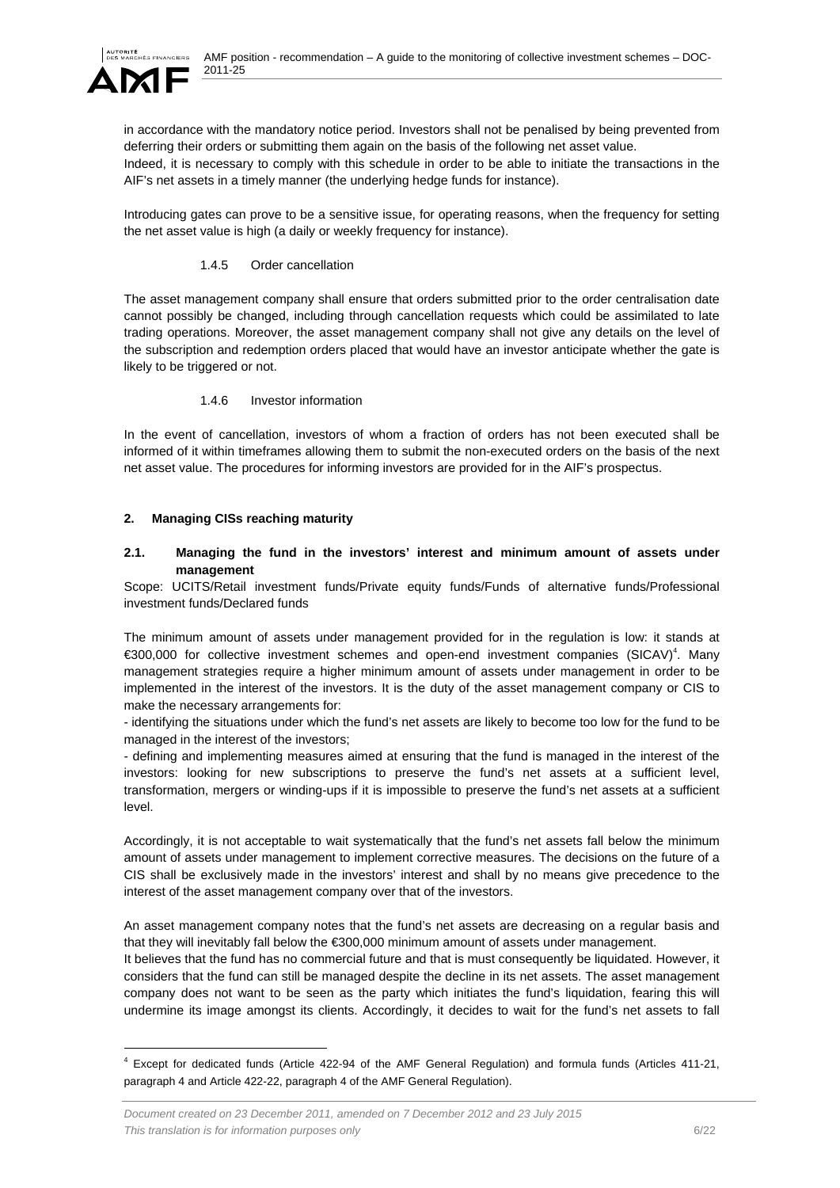in accordance with the mandatory notice period. Investors shall not be penalised by being prevented from deferring their orders or submitting them again on the basis of the following net asset value.
Indeed, it is necessary to comply with this schedule in order to be able to initiate the transactions in the AIF's net assets in a timely manner (the underlying hedge funds for instance).

Introducing gates can prove to be a sensitive issue, for operating reasons, when the frequency for setting the net asset value is high (a daily or weekly frequency for instance).

#### 1.4.5 Order cancellation

The asset management company shall ensure that orders submitted prior to the order centralisation date cannot possibly be changed, including through cancellation requests which could be assimilated to late trading operations. Moreover, the asset management company shall not give any details on the level of the subscription and redemption orders placed that would have an investor anticipate whether the gate is likely to be triggered or not.

#### 1.4.6 Investor information

In the event of cancellation, investors of whom a fraction of orders has not been executed shall be informed of it within timeframes allowing them to submit the non-executed orders on the basis of the next net asset value. The procedures for informing investors are provided for in the AIF's prospectus.

## 2. Managing CISs reaching maturity

### 2.1. Managing the fund in the investors' interest and minimum amount of assets under management

Scope: UCITS/Retail investment funds/Private equity funds/Funds of alternative funds/Professional investment funds/Declared funds

The minimum amount of assets under management provided for in the regulation is low: it stands at €300,000 for collective investment schemes and open-end investment companies (SICAV)[4]. Many management strategies require a higher minimum amount of assets under management in order to be implemented in the interest of the investors. It is the duty of the asset management company or CIS to make the necessary arrangements for:

- identifying the situations under which the fund's net assets are likely to become too low for the fund to be managed in the interest of the investors;
- defining and implementing measures aimed at ensuring that the fund is managed in the interest of the investors: looking for new subscriptions to preserve the fund's net assets at a sufficient level, transformation, mergers or winding-ups if it is impossible to preserve the fund's net assets at a sufficient level.

Accordingly, it is not acceptable to wait systematically that the fund's net assets fall below the minimum amount of assets under management to implement corrective measures. The decisions on the future of a CIS shall be exclusively made in the investors' interest and shall by no means give precedence to the interest of the asset management company over that of the investors.

An asset management company notes that the fund's net assets are decreasing on a regular basis and that they will inevitably fall below the €300,000 minimum amount of assets under management.
It believes that the fund has no commercial future and that is must consequently be liquidated. However, it considers that the fund can still be managed despite the decline in its net assets. The asset management company does not want to be seen as the party which initiates the fund's liquidation, fearing this will undermine its image amongst its clients. Accordingly, it decides to wait for the fund's net assets to fall

[4] Except for dedicated funds (Article 422-94 of the AMF General Regulation) and formula funds (Articles 411-21, paragraph 4 and Article 422-22, paragraph 4 of the AMF General Regulation).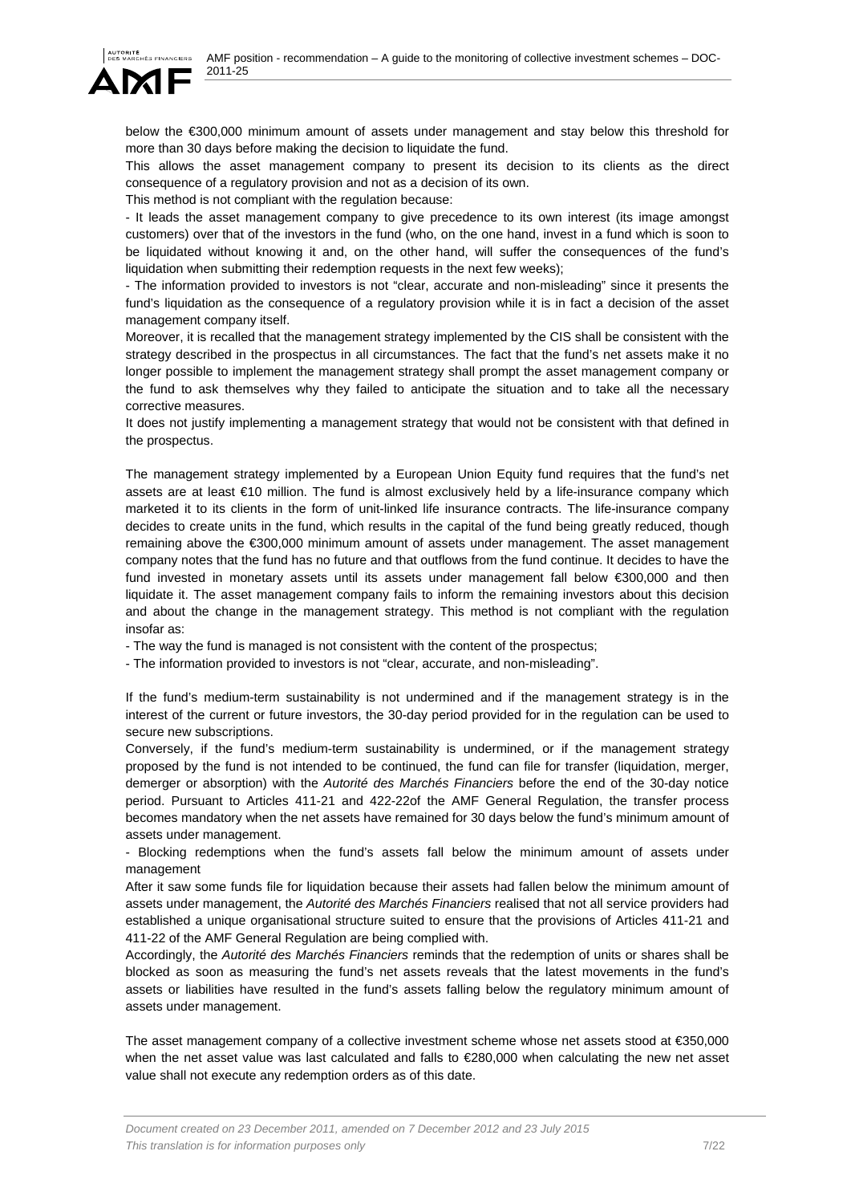below the €300,000 minimum amount of assets under management and stay below this threshold for more than 30 days before making the decision to liquidate the fund.

This allows the asset management company to present its decision to its clients as the direct consequence of a regulatory provision and not as a decision of its own.

This method is not compliant with the regulation because:

- It leads the asset management company to give precedence to its own interest (its image amongst customers) over that of the investors in the fund (who, on the one hand, invest in a fund which is soon to be liquidated without knowing it and, on the other hand, will suffer the consequences of the fund's liquidation when submitting their redemption requests in the next few weeks);
- The information provided to investors is not "clear, accurate and non-misleading" since it presents the fund's liquidation as the consequence of a regulatory provision while it is in fact a decision of the asset management company itself.

Moreover, it is recalled that the management strategy implemented by the CIS shall be consistent with the strategy described in the prospectus in all circumstances. The fact that the fund's net assets make it no longer possible to implement the management strategy shall prompt the asset management company or the fund to ask themselves why they failed to anticipate the situation and to take all the necessary corrective measures.

It does not justify implementing a management strategy that would not be consistent with that defined in the prospectus.

The management strategy implemented by a European Union Equity fund requires that the fund's net assets are at least €10 million. The fund is almost exclusively held by a life-insurance company which marketed it to its clients in the form of unit-linked life insurance contracts. The life-insurance company decides to create units in the fund, which results in the capital of the fund being greatly reduced, though remaining above the €300,000 minimum amount of assets under management. The asset management company notes that the fund has no future and that outflows from the fund continue. It decides to have the fund invested in monetary assets until its assets under management fall below €300,000 and then liquidate it. The asset management company fails to inform the remaining investors about this decision and about the change in the management strategy. This method is not compliant with the regulation insofar as:

- The way the fund is managed is not consistent with the content of the prospectus;
- The information provided to investors is not "clear, accurate, and non-misleading".

If the fund's medium-term sustainability is not undermined and if the management strategy is in the interest of the current or future investors, the 30-day period provided for in the regulation can be used to secure new subscriptions.

Conversely, if the fund's medium-term sustainability is undermined, or if the management strategy proposed by the fund is not intended to be continued, the fund can file for transfer (liquidation, merger, demerger or absorption) with the *Autorité des Marchés Financiers* before the end of the 30-day notice period. Pursuant to Articles 411-21 and 422-22of the AMF General Regulation, the transfer process becomes mandatory when the net assets have remained for 30 days below the fund's minimum amount of assets under management.

- Blocking redemptions when the fund's assets fall below the minimum amount of assets under management

After it saw some funds file for liquidation because their assets had fallen below the minimum amount of assets under management, the *Autorité des Marchés Financiers* realised that not all service providers had established a unique organisational structure suited to ensure that the provisions of Articles 411-21 and 411-22 of the AMF General Regulation are being complied with.

Accordingly, the *Autorité des Marchés Financiers* reminds that the redemption of units or shares shall be blocked as soon as measuring the fund's net assets reveals that the latest movements in the fund's assets or liabilities have resulted in the fund's assets falling below the regulatory minimum amount of assets under management.

The asset management company of a collective investment scheme whose net assets stood at €350,000 when the net asset value was last calculated and falls to €280,000 when calculating the new net asset value shall not execute any redemption orders as of this date.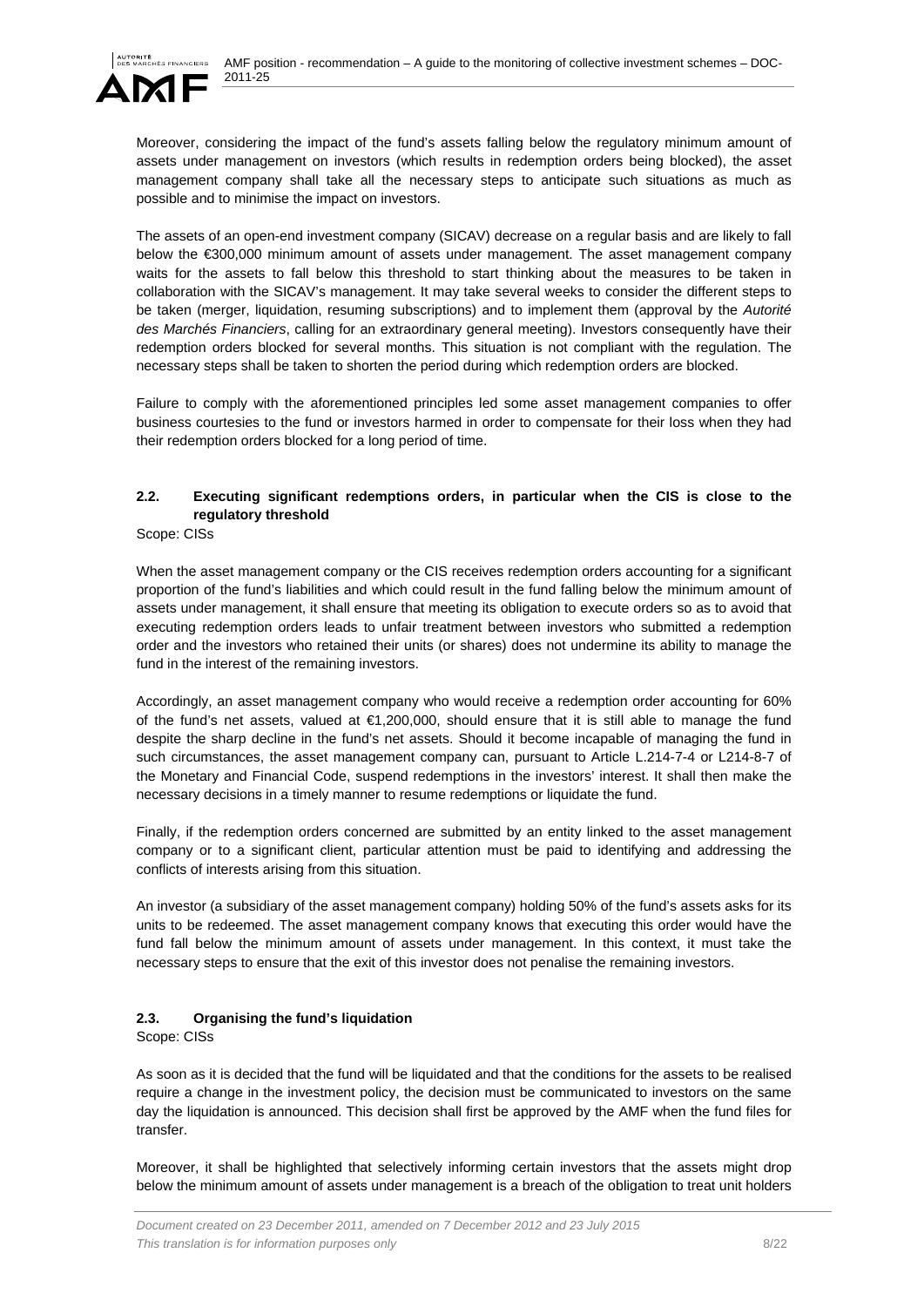Moreover, considering the impact of the fund's assets falling below the regulatory minimum amount of assets under management on investors (which results in redemption orders being blocked), the asset management company shall take all the necessary steps to anticipate such situations as much as possible and to minimise the impact on investors.

The assets of an open-end investment company (SICAV) decrease on a regular basis and are likely to fall below the €300,000 minimum amount of assets under management. The asset management company waits for the assets to fall below this threshold to start thinking about the measures to be taken in collaboration with the SICAV's management. It may take several weeks to consider the different steps to be taken (merger, liquidation, resuming subscriptions) and to implement them (approval by the *Autorité des Marchés Financiers*, calling for an extraordinary general meeting). Investors consequently have their redemption orders blocked for several months. This situation is not compliant with the regulation. The necessary steps shall be taken to shorten the period during which redemption orders are blocked.

Failure to comply with the aforementioned principles led some asset management companies to offer business courtesies to the fund or investors harmed in order to compensate for their loss when they had their redemption orders blocked for a long period of time.

### 2.2. Executing significant redemptions orders, in particular when the CIS is close to the regulatory threshold

Scope: CISs

When the asset management company or the CIS receives redemption orders accounting for a significant proportion of the fund's liabilities and which could result in the fund falling below the minimum amount of assets under management, it shall ensure that meeting its obligation to execute orders so as to avoid that executing redemption orders leads to unfair treatment between investors who submitted a redemption order and the investors who retained their units (or shares) does not undermine its ability to manage the fund in the interest of the remaining investors.

Accordingly, an asset management company who would receive a redemption order accounting for 60% of the fund's net assets, valued at €1,200,000, should ensure that it is still able to manage the fund despite the sharp decline in the fund's net assets. Should it become incapable of managing the fund in such circumstances, the asset management company can, pursuant to Article L.214-7-4 or L214-8-7 of the Monetary and Financial Code, suspend redemptions in the investors' interest. It shall then make the necessary decisions in a timely manner to resume redemptions or liquidate the fund.

Finally, if the redemption orders concerned are submitted by an entity linked to the asset management company or to a significant client, particular attention must be paid to identifying and addressing the conflicts of interests arising from this situation.

An investor (a subsidiary of the asset management company) holding 50% of the fund's assets asks for its units to be redeemed. The asset management company knows that executing this order would have the fund fall below the minimum amount of assets under management. In this context, it must take the necessary steps to ensure that the exit of this investor does not penalise the remaining investors.

### 2.3. Organising the fund's liquidation

Scope: CISs

As soon as it is decided that the fund will be liquidated and that the conditions for the assets to be realised require a change in the investment policy, the decision must be communicated to investors on the same day the liquidation is announced. This decision shall first be approved by the AMF when the fund files for transfer.

Moreover, it shall be highlighted that selectively informing certain investors that the assets might drop below the minimum amount of assets under management is a breach of the obligation to treat unit holders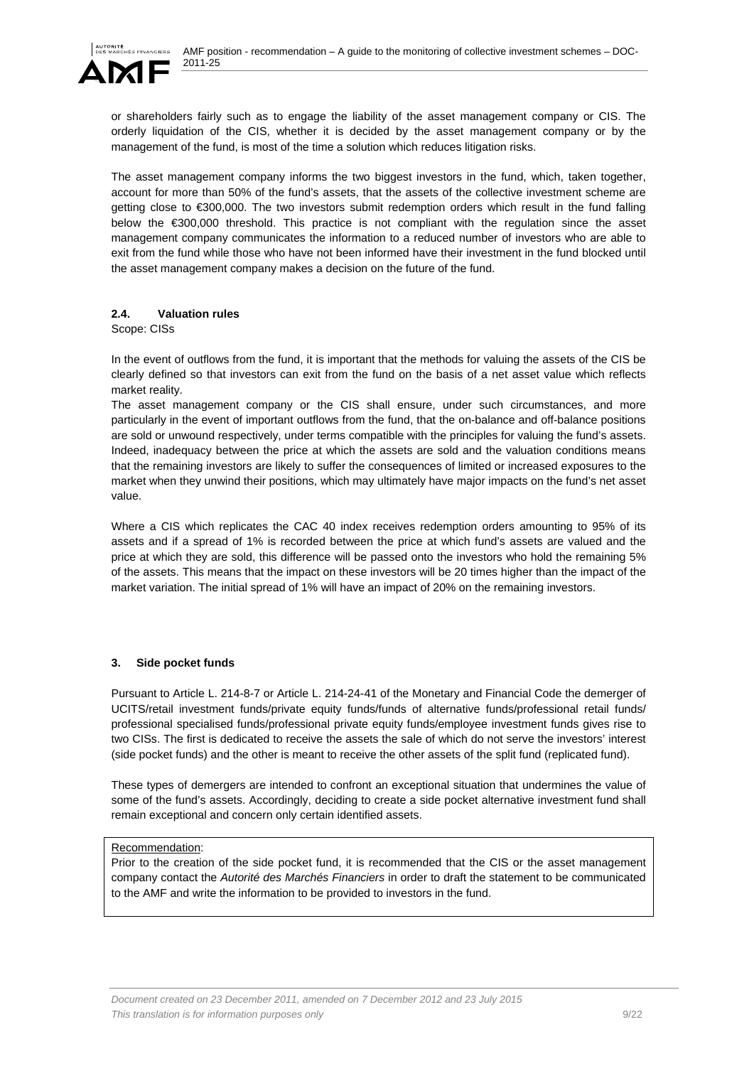or shareholders fairly such as to engage the liability of the asset management company or CIS. The orderly liquidation of the CIS, whether it is decided by the asset management company or by the management of the fund, is most of the time a solution which reduces litigation risks.

The asset management company informs the two biggest investors in the fund, which, taken together, account for more than 50% of the fund's assets, that the assets of the collective investment scheme are getting close to €300,000. The two investors submit redemption orders which result in the fund falling below the €300,000 threshold. This practice is not compliant with the regulation since the asset management company communicates the information to a reduced number of investors who are able to exit from the fund while those who have not been informed have their investment in the fund blocked until the asset management company makes a decision on the future of the fund.

### 2.4. Valuation rules

Scope: CISs

In the event of outflows from the fund, it is important that the methods for valuing the assets of the CIS be clearly defined so that investors can exit from the fund on the basis of a net asset value which reflects market reality.

The asset management company or the CIS shall ensure, under such circumstances, and more particularly in the event of important outflows from the fund, that the on-balance and off-balance positions are sold or unwound respectively, under terms compatible with the principles for valuing the fund's assets. Indeed, inadequacy between the price at which the assets are sold and the valuation conditions means that the remaining investors are likely to suffer the consequences of limited or increased exposures to the market when they unwind their positions, which may ultimately have major impacts on the fund's net asset value.

Where a CIS which replicates the CAC 40 index receives redemption orders amounting to 95% of its assets and if a spread of 1% is recorded between the price at which fund's assets are valued and the price at which they are sold, this difference will be passed onto the investors who hold the remaining 5% of the assets. This means that the impact on these investors will be 20 times higher than the impact of the market variation. The initial spread of 1% will have an impact of 20% on the remaining investors.

## 3. Side pocket funds

Pursuant to Article L. 214-8-7 or Article L. 214-24-41 of the Monetary and Financial Code the demerger of UCITS/retail investment funds/private equity funds/funds of alternative funds/professional retail funds/ professional specialised funds/professional private equity funds/employee investment funds gives rise to two CISs. The first is dedicated to receive the assets the sale of which do not serve the investors' interest (side pocket funds) and the other is meant to receive the other assets of the split fund (replicated fund).

These types of demergers are intended to confront an exceptional situation that undermines the value of some of the fund's assets. Accordingly, deciding to create a side pocket alternative investment fund shall remain exceptional and concern only certain identified assets.

Recommendation:

Prior to the creation of the side pocket fund, it is recommended that the CIS or the asset management company contact the *Autorité des Marchés Financiers* in order to draft the statement to be communicated to the AMF and write the information to be provided to investors in the fund.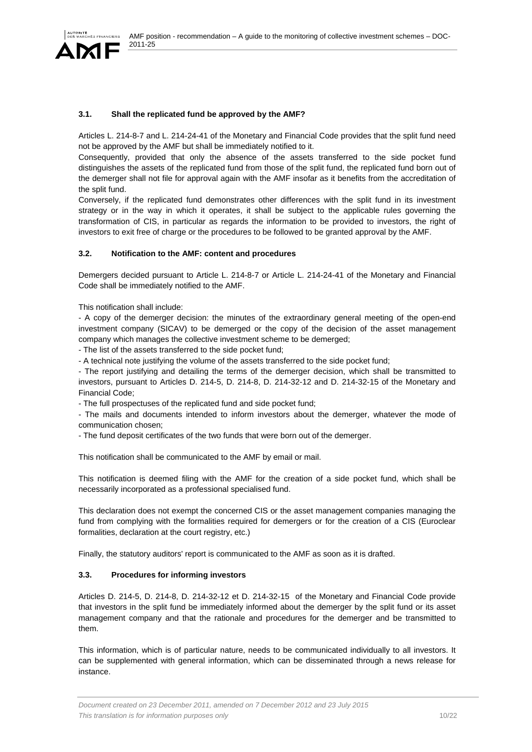### 3.1. Shall the replicated fund be approved by the AMF?

Articles L. 214-8-7 and L. 214-24-41 of the Monetary and Financial Code provides that the split fund need not be approved by the AMF but shall be immediately notified to it.

Consequently, provided that only the absence of the assets transferred to the side pocket fund distinguishes the assets of the replicated fund from those of the split fund, the replicated fund born out of the demerger shall not file for approval again with the AMF insofar as it benefits from the accreditation of the split fund.

Conversely, if the replicated fund demonstrates other differences with the split fund in its investment strategy or in the way in which it operates, it shall be subject to the applicable rules governing the transformation of CIS, in particular as regards the information to be provided to investors, the right of investors to exit free of charge or the procedures to be followed to be granted approval by the AMF.

### 3.2. Notification to the AMF: content and procedures

Demergers decided pursuant to Article L. 214-8-7 or Article L. 214-24-41 of the Monetary and Financial Code shall be immediately notified to the AMF.

This notification shall include:

- A copy of the demerger decision: the minutes of the extraordinary general meeting of the open-end investment company (SICAV) to be demerged or the copy of the decision of the asset management company which manages the collective investment scheme to be demerged;
- The list of the assets transferred to the side pocket fund;
- A technical note justifying the volume of the assets transferred to the side pocket fund;
- The report justifying and detailing the terms of the demerger decision, which shall be transmitted to investors, pursuant to Articles D. 214-5, D. 214-8, D. 214-32-12 and D. 214-32-15 of the Monetary and Financial Code;
- The full prospectuses of the replicated fund and side pocket fund;
- The mails and documents intended to inform investors about the demerger, whatever the mode of communication chosen;
- The fund deposit certificates of the two funds that were born out of the demerger.

This notification shall be communicated to the AMF by email or mail.

This notification is deemed filing with the AMF for the creation of a side pocket fund, which shall be necessarily incorporated as a professional specialised fund.

This declaration does not exempt the concerned CIS or the asset management companies managing the fund from complying with the formalities required for demergers or for the creation of a CIS (Euroclear formalities, declaration at the court registry, etc.)

Finally, the statutory auditors' report is communicated to the AMF as soon as it is drafted.

### 3.3. Procedures for informing investors

Articles D. 214-5, D. 214-8, D. 214-32-12 et D. 214-32-15 of the Monetary and Financial Code provide that investors in the split fund be immediately informed about the demerger by the split fund or its asset management company and that the rationale and procedures for the demerger and be transmitted to them.

This information, which is of particular nature, needs to be communicated individually to all investors. It can be supplemented with general information, which can be disseminated through a news release for instance.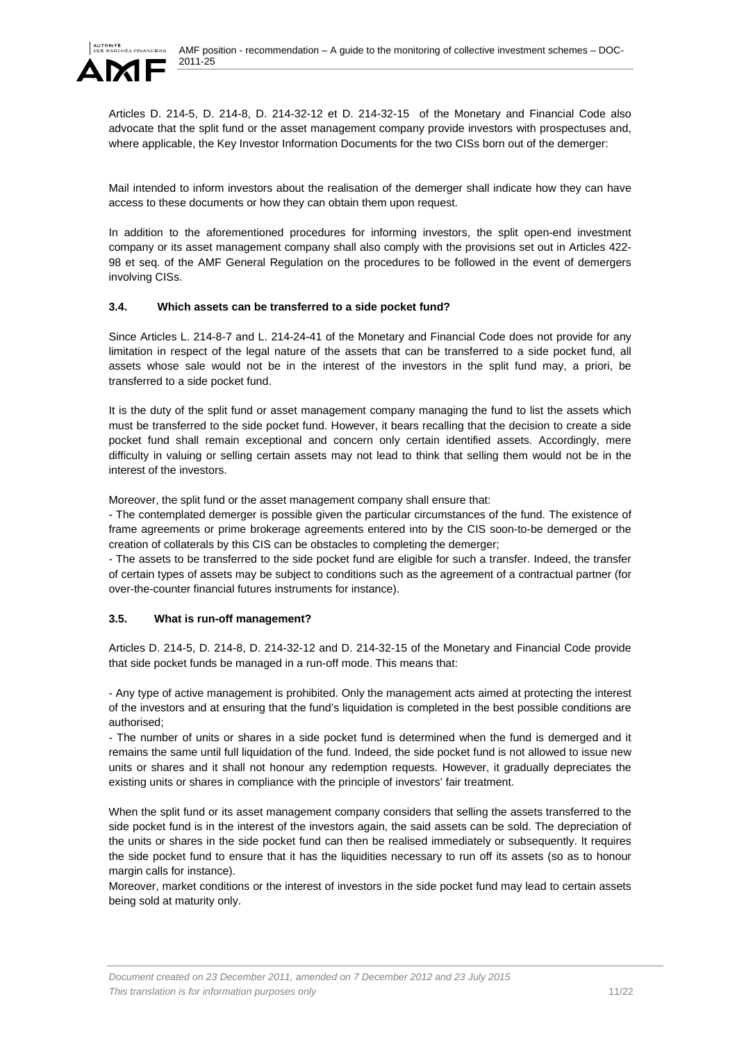Articles D. 214-5, D. 214-8, D. 214-32-12 et D. 214-32-15 of the Monetary and Financial Code also advocate that the split fund or the asset management company provide investors with prospectuses and, where applicable, the Key Investor Information Documents for the two CISs born out of the demerger:

Mail intended to inform investors about the realisation of the demerger shall indicate how they can have access to these documents or how they can obtain them upon request.

In addition to the aforementioned procedures for informing investors, the split open-end investment company or its asset management company shall also comply with the provisions set out in Articles 422-98 et seq. of the AMF General Regulation on the procedures to be followed in the event of demergers involving CISs.

### 3.4. Which assets can be transferred to a side pocket fund?

Since Articles L. 214-8-7 and L. 214-24-41 of the Monetary and Financial Code does not provide for any limitation in respect of the legal nature of the assets that can be transferred to a side pocket fund, all assets whose sale would not be in the interest of the investors in the split fund may, a priori, be transferred to a side pocket fund.

It is the duty of the split fund or asset management company managing the fund to list the assets which must be transferred to the side pocket fund. However, it bears recalling that the decision to create a side pocket fund shall remain exceptional and concern only certain identified assets. Accordingly, mere difficulty in valuing or selling certain assets may not lead to think that selling them would not be in the interest of the investors.

Moreover, the split fund or the asset management company shall ensure that:

- The contemplated demerger is possible given the particular circumstances of the fund. The existence of frame agreements or prime brokerage agreements entered into by the CIS soon-to-be demerged or the creation of collaterals by this CIS can be obstacles to completing the demerger;
- The assets to be transferred to the side pocket fund are eligible for such a transfer. Indeed, the transfer of certain types of assets may be subject to conditions such as the agreement of a contractual partner (for over-the-counter financial futures instruments for instance).

### 3.5. What is run-off management?

Articles D. 214-5, D. 214-8, D. 214-32-12 and D. 214-32-15 of the Monetary and Financial Code provide that side pocket funds be managed in a run-off mode. This means that:

- Any type of active management is prohibited. Only the management acts aimed at protecting the interest of the investors and at ensuring that the fund's liquidation is completed in the best possible conditions are authorised;
- The number of units or shares in a side pocket fund is determined when the fund is demerged and it remains the same until full liquidation of the fund. Indeed, the side pocket fund is not allowed to issue new units or shares and it shall not honour any redemption requests. However, it gradually depreciates the existing units or shares in compliance with the principle of investors' fair treatment.

When the split fund or its asset management company considers that selling the assets transferred to the side pocket fund is in the interest of the investors again, the said assets can be sold. The depreciation of the units or shares in the side pocket fund can then be realised immediately or subsequently. It requires the side pocket fund to ensure that it has the liquidities necessary to run off its assets (so as to honour margin calls for instance).

Moreover, market conditions or the interest of investors in the side pocket fund may lead to certain assets being sold at maturity only.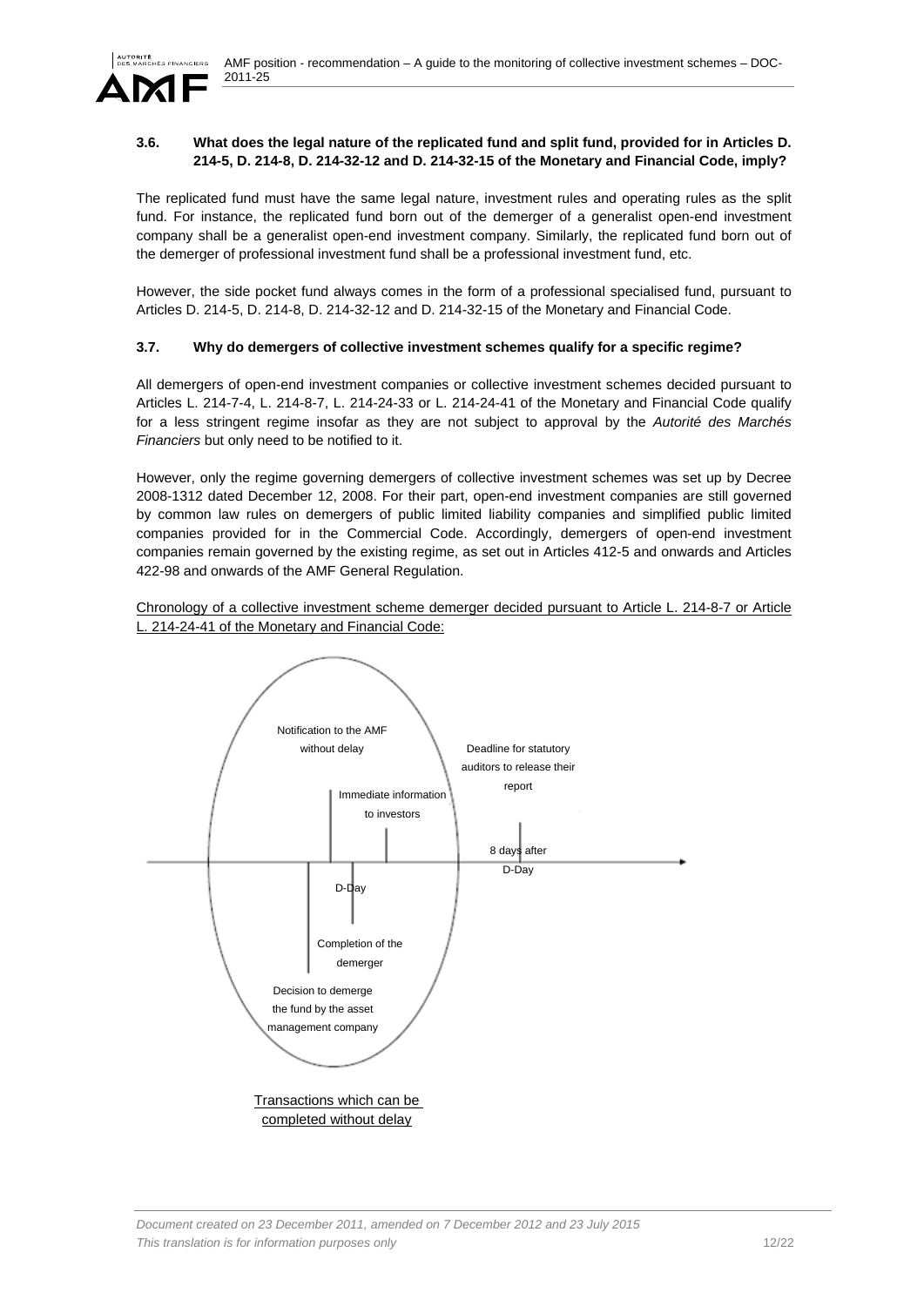### 3.6. What does the legal nature of the replicated fund and split fund, provided for in Articles D. 214-5, D. 214-8, D. 214-32-12 and D. 214-32-15 of the Monetary and Financial Code, imply?

The replicated fund must have the same legal nature, investment rules and operating rules as the split fund. For instance, the replicated fund born out of the demerger of a generalist open-end investment company shall be a generalist open-end investment company. Similarly, the replicated fund born out of the demerger of professional investment fund shall be a professional investment fund, etc.

However, the side pocket fund always comes in the form of a professional specialised fund, pursuant to Articles D. 214-5, D. 214-8, D. 214-32-12 and D. 214-32-15 of the Monetary and Financial Code.

### 3.7. Why do demergers of collective investment schemes qualify for a specific regime?

All demergers of open-end investment companies or collective investment schemes decided pursuant to Articles L. 214-7-4, L. 214-8-7, L. 214-24-33 or L. 214-24-41 of the Monetary and Financial Code qualify for a less stringent regime insofar as they are not subject to approval by the *Autorité des Marchés Financiers* but only need to be notified to it.

However, only the regime governing demergers of collective investment schemes was set up by Decree 2008-1312 dated December 12, 2008. For their part, open-end investment companies are still governed by common law rules on demergers of public limited liability companies and simplified public limited companies provided for in the Commercial Code. Accordingly, demergers of open-end investment companies remain governed by the existing regime, as set out in Articles 412-5 and onwards and Articles 422-98 and onwards of the AMF General Regulation.

Chronology of a collective investment scheme demerger decided pursuant to Article L. 214-8-7 or Article L. 214-24-41 of the Monetary and Financial Code:

Notification to the AMF without delay

Immediate information to investors

Deadline for statutory auditors to release their report

8 days after D-Day

D-Day

Completion of the demerger

Decision to demerge the fund by the asset management company

Transactions which can be completed without delay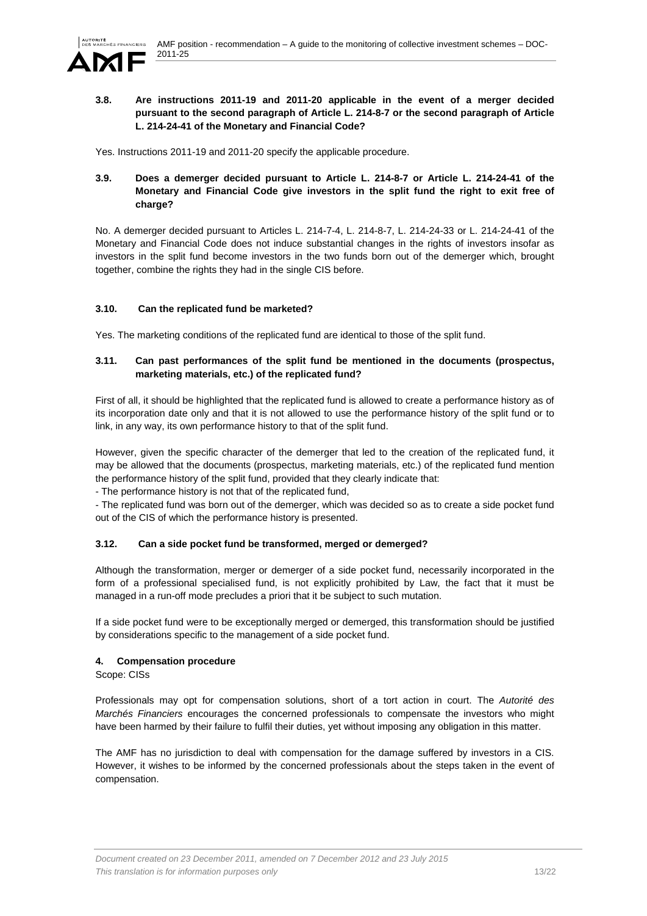### 3.8. Are instructions 2011-19 and 2011-20 applicable in the event of a merger decided pursuant to the second paragraph of Article L. 214-8-7 or the second paragraph of Article L. 214-24-41 of the Monetary and Financial Code?

Yes. Instructions 2011-19 and 2011-20 specify the applicable procedure.

### 3.9. Does a demerger decided pursuant to Article L. 214-8-7 or Article L. 214-24-41 of the Monetary and Financial Code give investors in the split fund the right to exit free of charge?

No. A demerger decided pursuant to Articles L. 214-7-4, L. 214-8-7, L. 214-24-33 or L. 214-24-41 of the Monetary and Financial Code does not induce substantial changes in the rights of investors insofar as investors in the split fund become investors in the two funds born out of the demerger which, brought together, combine the rights they had in the single CIS before.

### 3.10. Can the replicated fund be marketed?

Yes. The marketing conditions of the replicated fund are identical to those of the split fund.

### 3.11. Can past performances of the split fund be mentioned in the documents (prospectus, marketing materials, etc.) of the replicated fund?

First of all, it should be highlighted that the replicated fund is allowed to create a performance history as of its incorporation date only and that it is not allowed to use the performance history of the split fund or to link, in any way, its own performance history to that of the split fund.

However, given the specific character of the demerger that led to the creation of the replicated fund, it may be allowed that the documents (prospectus, marketing materials, etc.) of the replicated fund mention the performance history of the split fund, provided that they clearly indicate that:

- The performance history is not that of the replicated fund,
- The replicated fund was born out of the demerger, which was decided so as to create a side pocket fund out of the CIS of which the performance history is presented.

### 3.12. Can a side pocket fund be transformed, merged or demerged?

Although the transformation, merger or demerger of a side pocket fund, necessarily incorporated in the form of a professional specialised fund, is not explicitly prohibited by Law, the fact that it must be managed in a run-off mode precludes a priori that it be subject to such mutation.

If a side pocket fund were to be exceptionally merged or demerged, this transformation should be justified by considerations specific to the management of a side pocket fund.

## 4. Compensation procedure

Scope: CISs

Professionals may opt for compensation solutions, short of a tort action in court. The *Autorité des Marchés Financiers* encourages the concerned professionals to compensate the investors who might have been harmed by their failure to fulfil their duties, yet without imposing any obligation in this matter.

The AMF has no jurisdiction to deal with compensation for the damage suffered by investors in a CIS. However, it wishes to be informed by the concerned professionals about the steps taken in the event of compensation.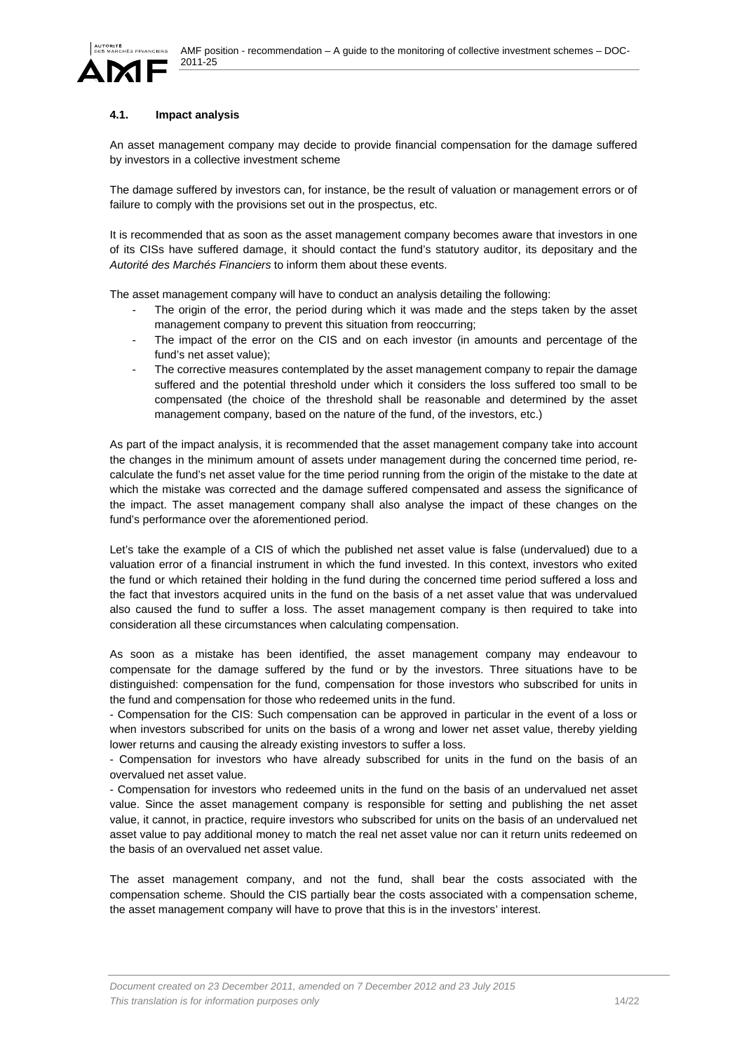### 4.1. Impact analysis

An asset management company may decide to provide financial compensation for the damage suffered by investors in a collective investment scheme

The damage suffered by investors can, for instance, be the result of valuation or management errors or of failure to comply with the provisions set out in the prospectus, etc.

It is recommended that as soon as the asset management company becomes aware that investors in one of its CISs have suffered damage, it should contact the fund's statutory auditor, its depositary and the *Autorité des Marchés Financiers* to inform them about these events.

The asset management company will have to conduct an analysis detailing the following:

- The origin of the error, the period during which it was made and the steps taken by the asset management company to prevent this situation from reoccurring;
- The impact of the error on the CIS and on each investor (in amounts and percentage of the fund's net asset value);
- The corrective measures contemplated by the asset management company to repair the damage suffered and the potential threshold under which it considers the loss suffered too small to be compensated (the choice of the threshold shall be reasonable and determined by the asset management company, based on the nature of the fund, of the investors, etc.)

As part of the impact analysis, it is recommended that the asset management company take into account the changes in the minimum amount of assets under management during the concerned time period, re-calculate the fund's net asset value for the time period running from the origin of the mistake to the date at which the mistake was corrected and the damage suffered compensated and assess the significance of the impact. The asset management company shall also analyse the impact of these changes on the fund's performance over the aforementioned period.

Let's take the example of a CIS of which the published net asset value is false (undervalued) due to a valuation error of a financial instrument in which the fund invested. In this context, investors who exited the fund or which retained their holding in the fund during the concerned time period suffered a loss and the fact that investors acquired units in the fund on the basis of a net asset value that was undervalued also caused the fund to suffer a loss. The asset management company is then required to take into consideration all these circumstances when calculating compensation.

As soon as a mistake has been identified, the asset management company may endeavour to compensate for the damage suffered by the fund or by the investors. Three situations have to be distinguished: compensation for the fund, compensation for those investors who subscribed for units in the fund and compensation for those who redeemed units in the fund.

- Compensation for the CIS: Such compensation can be approved in particular in the event of a loss or when investors subscribed for units on the basis of a wrong and lower net asset value, thereby yielding lower returns and causing the already existing investors to suffer a loss.
- Compensation for investors who have already subscribed for units in the fund on the basis of an overvalued net asset value.
- Compensation for investors who redeemed units in the fund on the basis of an undervalued net asset value. Since the asset management company is responsible for setting and publishing the net asset value, it cannot, in practice, require investors who subscribed for units on the basis of an undervalued net asset value to pay additional money to match the real net asset value nor can it return units redeemed on the basis of an overvalued net asset value.

The asset management company, and not the fund, shall bear the costs associated with the compensation scheme. Should the CIS partially bear the costs associated with a compensation scheme, the asset management company will have to prove that this is in the investors' interest.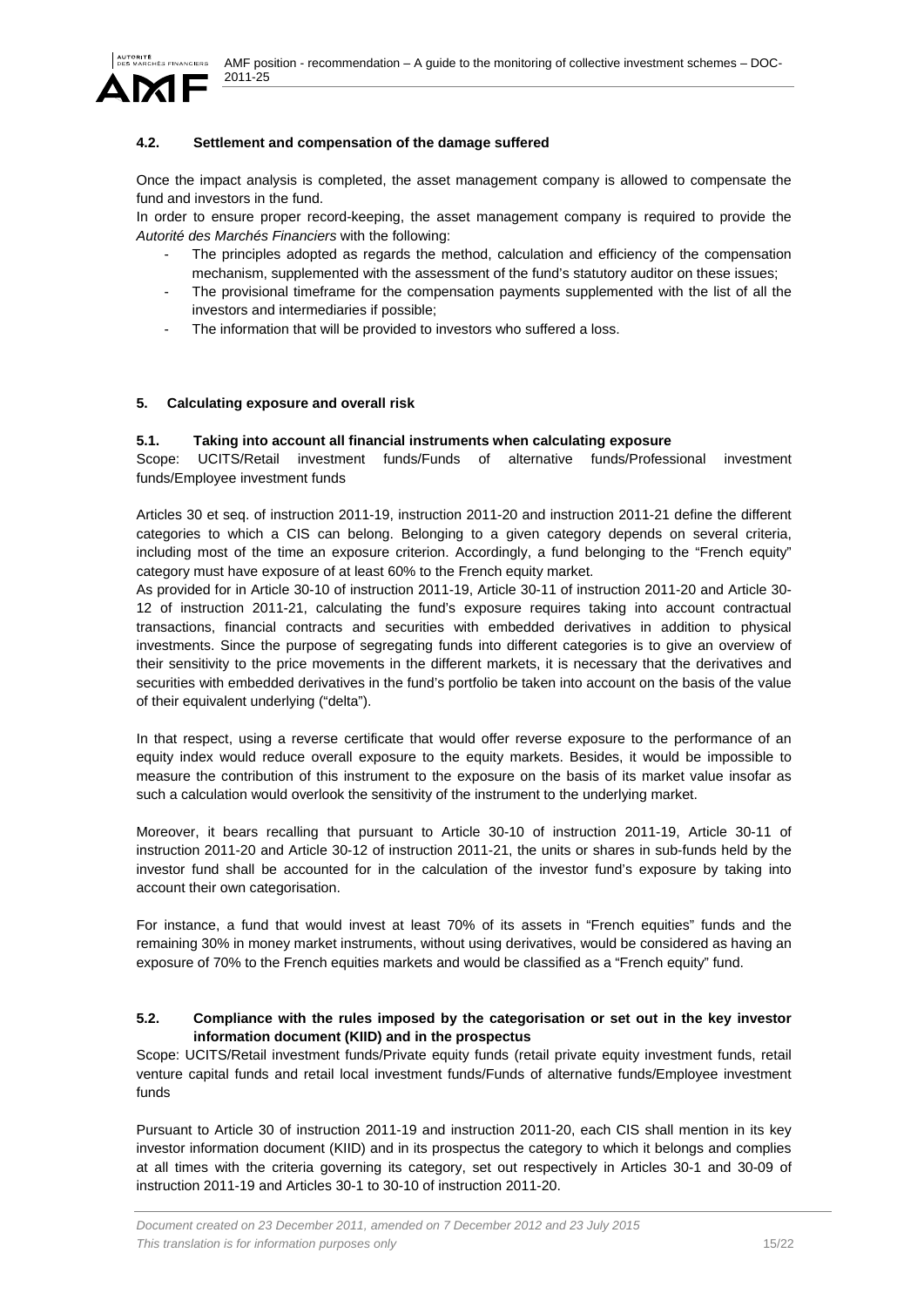### 4.2. Settlement and compensation of the damage suffered

Once the impact analysis is completed, the asset management company is allowed to compensate the fund and investors in the fund.

In order to ensure proper record-keeping, the asset management company is required to provide the *Autorité des Marchés Financiers* with the following:

- The principles adopted as regards the method, calculation and efficiency of the compensation mechanism, supplemented with the assessment of the fund's statutory auditor on these issues;
- The provisional timeframe for the compensation payments supplemented with the list of all the investors and intermediaries if possible;
- The information that will be provided to investors who suffered a loss.

## 5. Calculating exposure and overall risk

### 5.1. Taking into account all financial instruments when calculating exposure

Scope: UCITS/Retail investment funds/Funds of alternative funds/Professional investment funds/Employee investment funds

Articles 30 et seq. of instruction 2011-19, instruction 2011-20 and instruction 2011-21 define the different categories to which a CIS can belong. Belonging to a given category depends on several criteria, including most of the time an exposure criterion. Accordingly, a fund belonging to the "French equity" category must have exposure of at least 60% to the French equity market.

As provided for in Article 30-10 of instruction 2011-19, Article 30-11 of instruction 2011-20 and Article 30-12 of instruction 2011-21, calculating the fund's exposure requires taking into account contractual transactions, financial contracts and securities with embedded derivatives in addition to physical investments. Since the purpose of segregating funds into different categories is to give an overview of their sensitivity to the price movements in the different markets, it is necessary that the derivatives and securities with embedded derivatives in the fund's portfolio be taken into account on the basis of the value of their equivalent underlying ("delta").

In that respect, using a reverse certificate that would offer reverse exposure to the performance of an equity index would reduce overall exposure to the equity markets. Besides, it would be impossible to measure the contribution of this instrument to the exposure on the basis of its market value insofar as such a calculation would overlook the sensitivity of the instrument to the underlying market.

Moreover, it bears recalling that pursuant to Article 30-10 of instruction 2011-19, Article 30-11 of instruction 2011-20 and Article 30-12 of instruction 2011-21, the units or shares in sub-funds held by the investor fund shall be accounted for in the calculation of the investor fund's exposure by taking into account their own categorisation.

For instance, a fund that would invest at least 70% of its assets in "French equities" funds and the remaining 30% in money market instruments, without using derivatives, would be considered as having an exposure of 70% to the French equities markets and would be classified as a "French equity" fund.

### 5.2. Compliance with the rules imposed by the categorisation or set out in the key investor information document (KIID) and in the prospectus

Scope: UCITS/Retail investment funds/Private equity funds (retail private equity investment funds, retail venture capital funds and retail local investment funds/Funds of alternative funds/Employee investment funds

Pursuant to Article 30 of instruction 2011-19 and instruction 2011-20, each CIS shall mention in its key investor information document (KIID) and in its prospectus the category to which it belongs and complies at all times with the criteria governing its category, set out respectively in Articles 30-1 and 30-09 of instruction 2011-19 and Articles 30-1 to 30-10 of instruction 2011-20.

*Document created on 23 December 2011, amended on 7 December 2012 and 23 July 2015*
*This translation is for information purposes only*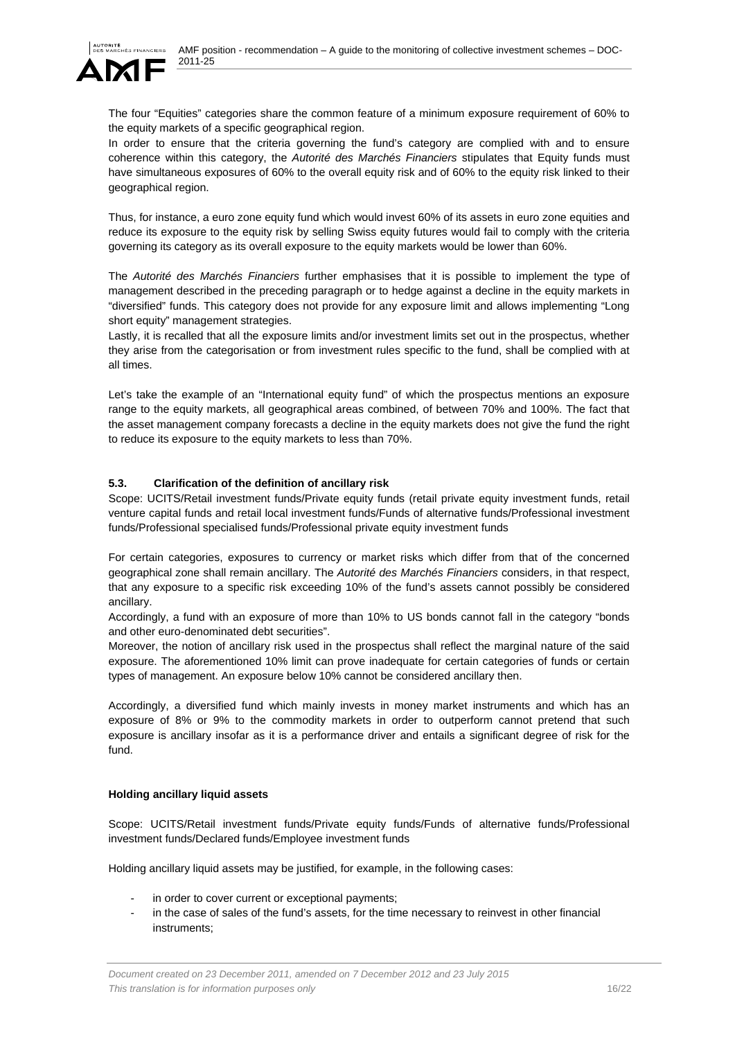The four "Equities" categories share the common feature of a minimum exposure requirement of 60% to the equity markets of a specific geographical region.

In order to ensure that the criteria governing the fund's category are complied with and to ensure coherence within this category, the *Autorité des Marchés Financiers* stipulates that Equity funds must have simultaneous exposures of 60% to the overall equity risk and of 60% to the equity risk linked to their geographical region.

Thus, for instance, a euro zone equity fund which would invest 60% of its assets in euro zone equities and reduce its exposure to the equity risk by selling Swiss equity futures would fail to comply with the criteria governing its category as its overall exposure to the equity markets would be lower than 60%.

The *Autorité des Marchés Financiers* further emphasises that it is possible to implement the type of management described in the preceding paragraph or to hedge against a decline in the equity markets in "diversified" funds. This category does not provide for any exposure limit and allows implementing "Long short equity" management strategies.

Lastly, it is recalled that all the exposure limits and/or investment limits set out in the prospectus, whether they arise from the categorisation or from investment rules specific to the fund, shall be complied with at all times.

Let's take the example of an "International equity fund" of which the prospectus mentions an exposure range to the equity markets, all geographical areas combined, of between 70% and 100%. The fact that the asset management company forecasts a decline in the equity markets does not give the fund the right to reduce its exposure to the equity markets to less than 70%.

### 5.3. Clarification of the definition of ancillary risk

Scope: UCITS/Retail investment funds/Private equity funds (retail private equity investment funds, retail venture capital funds and retail local investment funds/Funds of alternative funds/Professional investment funds/Professional specialised funds/Professional private equity investment funds

For certain categories, exposures to currency or market risks which differ from that of the concerned geographical zone shall remain ancillary. The *Autorité des Marchés Financiers* considers, in that respect, that any exposure to a specific risk exceeding 10% of the fund's assets cannot possibly be considered ancillary.

Accordingly, a fund with an exposure of more than 10% to US bonds cannot fall in the category "bonds and other euro-denominated debt securities".

Moreover, the notion of ancillary risk used in the prospectus shall reflect the marginal nature of the said exposure. The aforementioned 10% limit can prove inadequate for certain categories of funds or certain types of management. An exposure below 10% cannot be considered ancillary then.

Accordingly, a diversified fund which mainly invests in money market instruments and which has an exposure of 8% or 9% to the commodity markets in order to outperform cannot pretend that such exposure is ancillary insofar as it is a performance driver and entails a significant degree of risk for the fund.

**Holding ancillary liquid assets**

Scope: UCITS/Retail investment funds/Private equity funds/Funds of alternative funds/Professional investment funds/Declared funds/Employee investment funds

Holding ancillary liquid assets may be justified, for example, in the following cases:

- in order to cover current or exceptional payments;
- in the case of sales of the fund's assets, for the time necessary to reinvest in other financial instruments;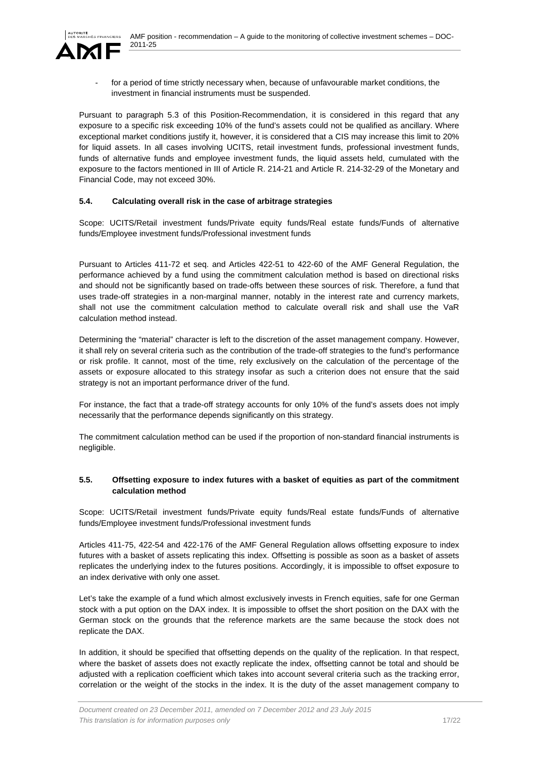- for a period of time strictly necessary when, because of unfavourable market conditions, the investment in financial instruments must be suspended.

Pursuant to paragraph 5.3 of this Position-Recommendation, it is considered in this regard that any exposure to a specific risk exceeding 10% of the fund's assets could not be qualified as ancillary. Where exceptional market conditions justify it, however, it is considered that a CIS may increase this limit to 20% for liquid assets. In all cases involving UCITS, retail investment funds, professional investment funds, funds of alternative funds and employee investment funds, the liquid assets held, cumulated with the exposure to the factors mentioned in III of Article R. 214-21 and Article R. 214-32-29 of the Monetary and Financial Code, may not exceed 30%.

### 5.4. Calculating overall risk in the case of arbitrage strategies

Scope: UCITS/Retail investment funds/Private equity funds/Real estate funds/Funds of alternative funds/Employee investment funds/Professional investment funds

Pursuant to Articles 411-72 et seq. and Articles 422-51 to 422-60 of the AMF General Regulation, the performance achieved by a fund using the commitment calculation method is based on directional risks and should not be significantly based on trade-offs between these sources of risk. Therefore, a fund that uses trade-off strategies in a non-marginal manner, notably in the interest rate and currency markets, shall not use the commitment calculation method to calculate overall risk and shall use the VaR calculation method instead.

Determining the "material" character is left to the discretion of the asset management company. However, it shall rely on several criteria such as the contribution of the trade-off strategies to the fund's performance or risk profile. It cannot, most of the time, rely exclusively on the calculation of the percentage of the assets or exposure allocated to this strategy insofar as such a criterion does not ensure that the said strategy is not an important performance driver of the fund.

For instance, the fact that a trade-off strategy accounts for only 10% of the fund's assets does not imply necessarily that the performance depends significantly on this strategy.

The commitment calculation method can be used if the proportion of non-standard financial instruments is negligible.

### 5.5. Offsetting exposure to index futures with a basket of equities as part of the commitment calculation method

Scope: UCITS/Retail investment funds/Private equity funds/Real estate funds/Funds of alternative funds/Employee investment funds/Professional investment funds

Articles 411-75, 422-54 and 422-176 of the AMF General Regulation allows offsetting exposure to index futures with a basket of assets replicating this index. Offsetting is possible as soon as a basket of assets replicates the underlying index to the futures positions. Accordingly, it is impossible to offset exposure to an index derivative with only one asset.

Let's take the example of a fund which almost exclusively invests in French equities, safe for one German stock with a put option on the DAX index. It is impossible to offset the short position on the DAX with the German stock on the grounds that the reference markets are the same because the stock does not replicate the DAX.

In addition, it should be specified that offsetting depends on the quality of the replication. In that respect, where the basket of assets does not exactly replicate the index, offsetting cannot be total and should be adjusted with a replication coefficient which takes into account several criteria such as the tracking error, correlation or the weight of the stocks in the index. It is the duty of the asset management company to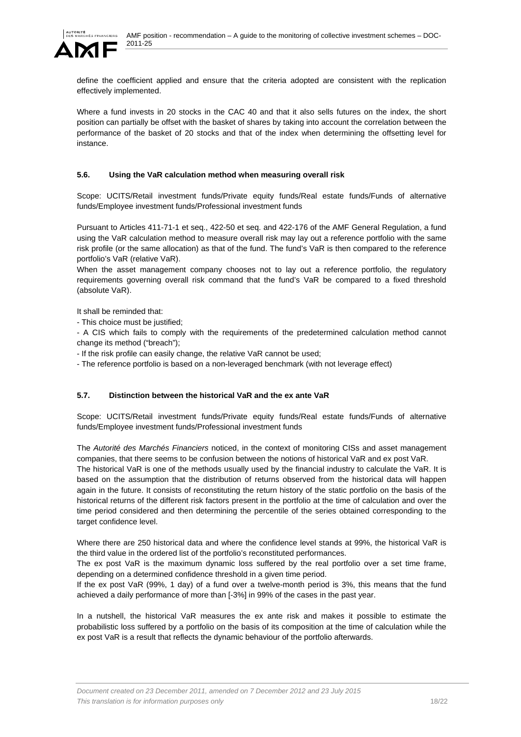define the coefficient applied and ensure that the criteria adopted are consistent with the replication effectively implemented.

Where a fund invests in 20 stocks in the CAC 40 and that it also sells futures on the index, the short position can partially be offset with the basket of shares by taking into account the correlation between the performance of the basket of 20 stocks and that of the index when determining the offsetting level for instance.

### 5.6. Using the VaR calculation method when measuring overall risk

Scope: UCITS/Retail investment funds/Private equity funds/Real estate funds/Funds of alternative funds/Employee investment funds/Professional investment funds

Pursuant to Articles 411-71-1 et seq., 422-50 et seq. and 422-176 of the AMF General Regulation, a fund using the VaR calculation method to measure overall risk may lay out a reference portfolio with the same risk profile (or the same allocation) as that of the fund. The fund's VaR is then compared to the reference portfolio's VaR (relative VaR).

When the asset management company chooses not to lay out a reference portfolio, the regulatory requirements governing overall risk command that the fund's VaR be compared to a fixed threshold (absolute VaR).

It shall be reminded that:

- This choice must be justified;
- A CIS which fails to comply with the requirements of the predetermined calculation method cannot change its method ("breach");
- If the risk profile can easily change, the relative VaR cannot be used;
- The reference portfolio is based on a non-leveraged benchmark (with not leverage effect)

### 5.7. Distinction between the historical VaR and the ex ante VaR

Scope: UCITS/Retail investment funds/Private equity funds/Real estate funds/Funds of alternative funds/Employee investment funds/Professional investment funds

The *Autorité des Marchés Financiers* noticed, in the context of monitoring CISs and asset management companies, that there seems to be confusion between the notions of historical VaR and ex post VaR.

The historical VaR is one of the methods usually used by the financial industry to calculate the VaR. It is based on the assumption that the distribution of returns observed from the historical data will happen again in the future. It consists of reconstituting the return history of the static portfolio on the basis of the historical returns of the different risk factors present in the portfolio at the time of calculation and over the time period considered and then determining the percentile of the series obtained corresponding to the target confidence level.

Where there are 250 historical data and where the confidence level stands at 99%, the historical VaR is the third value in the ordered list of the portfolio's reconstituted performances.

The ex post VaR is the maximum dynamic loss suffered by the real portfolio over a set time frame, depending on a determined confidence threshold in a given time period.

If the ex post VaR (99%, 1 day) of a fund over a twelve-month period is 3%, this means that the fund achieved a daily performance of more than [-3%] in 99% of the cases in the past year.

In a nutshell, the historical VaR measures the ex ante risk and makes it possible to estimate the probabilistic loss suffered by a portfolio on the basis of its composition at the time of calculation while the ex post VaR is a result that reflects the dynamic behaviour of the portfolio afterwards.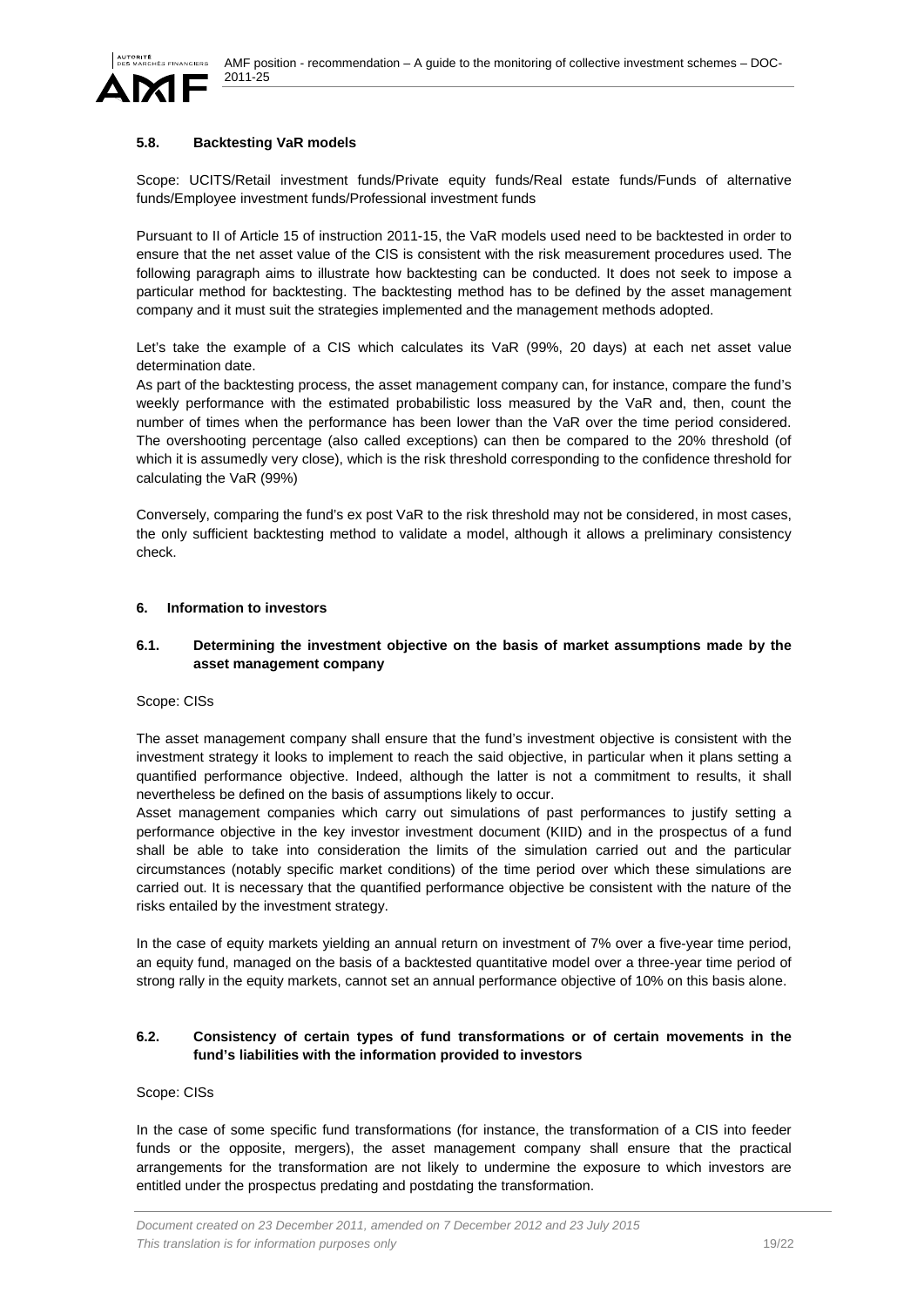### 5.8. Backtesting VaR models

Scope: UCITS/Retail investment funds/Private equity funds/Real estate funds/Funds of alternative funds/Employee investment funds/Professional investment funds

Pursuant to II of Article 15 of instruction 2011-15, the VaR models used need to be backtested in order to ensure that the net asset value of the CIS is consistent with the risk measurement procedures used. The following paragraph aims to illustrate how backtesting can be conducted. It does not seek to impose a particular method for backtesting. The backtesting method has to be defined by the asset management company and it must suit the strategies implemented and the management methods adopted.

Let's take the example of a CIS which calculates its VaR (99%, 20 days) at each net asset value determination date.

As part of the backtesting process, the asset management company can, for instance, compare the fund's weekly performance with the estimated probabilistic loss measured by the VaR and, then, count the number of times when the performance has been lower than the VaR over the time period considered. The overshooting percentage (also called exceptions) can then be compared to the 20% threshold (of which it is assumedly very close), which is the risk threshold corresponding to the confidence threshold for calculating the VaR (99%)

Conversely, comparing the fund's ex post VaR to the risk threshold may not be considered, in most cases, the only sufficient backtesting method to validate a model, although it allows a preliminary consistency check.

## 6. Information to investors

### 6.1. Determining the investment objective on the basis of market assumptions made by the asset management company

Scope: CISs

The asset management company shall ensure that the fund's investment objective is consistent with the investment strategy it looks to implement to reach the said objective, in particular when it plans setting a quantified performance objective. Indeed, although the latter is not a commitment to results, it shall nevertheless be defined on the basis of assumptions likely to occur.

Asset management companies which carry out simulations of past performances to justify setting a performance objective in the key investor investment document (KIID) and in the prospectus of a fund shall be able to take into consideration the limits of the simulation carried out and the particular circumstances (notably specific market conditions) of the time period over which these simulations are carried out. It is necessary that the quantified performance objective be consistent with the nature of the risks entailed by the investment strategy.

In the case of equity markets yielding an annual return on investment of 7% over a five-year time period, an equity fund, managed on the basis of a backtested quantitative model over a three-year time period of strong rally in the equity markets, cannot set an annual performance objective of 10% on this basis alone.

### 6.2. Consistency of certain types of fund transformations or of certain movements in the fund's liabilities with the information provided to investors

Scope: CISs

In the case of some specific fund transformations (for instance, the transformation of a CIS into feeder funds or the opposite, mergers), the asset management company shall ensure that the practical arrangements for the transformation are not likely to undermine the exposure to which investors are entitled under the prospectus predating and postdating the transformation.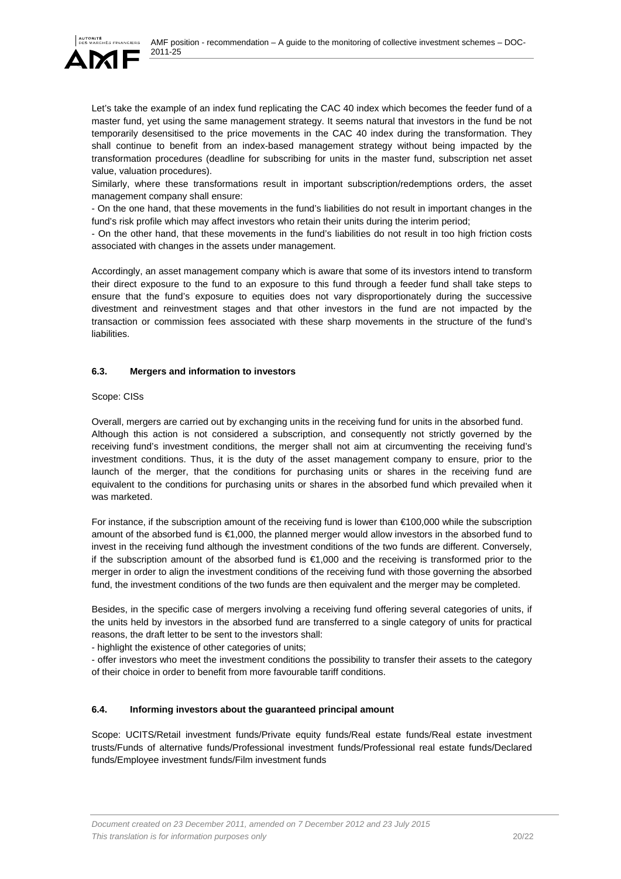Let's take the example of an index fund replicating the CAC 40 index which becomes the feeder fund of a master fund, yet using the same management strategy. It seems natural that investors in the fund be not temporarily desensitised to the price movements in the CAC 40 index during the transformation. They shall continue to benefit from an index-based management strategy without being impacted by the transformation procedures (deadline for subscribing for units in the master fund, subscription net asset value, valuation procedures).

Similarly, where these transformations result in important subscription/redemptions orders, the asset management company shall ensure:

- On the one hand, that these movements in the fund's liabilities do not result in important changes in the fund's risk profile which may affect investors who retain their units during the interim period;
- On the other hand, that these movements in the fund's liabilities do not result in too high friction costs associated with changes in the assets under management.

Accordingly, an asset management company which is aware that some of its investors intend to transform their direct exposure to the fund to an exposure to this fund through a feeder fund shall take steps to ensure that the fund's exposure to equities does not vary disproportionately during the successive divestment and reinvestment stages and that other investors in the fund are not impacted by the transaction or commission fees associated with these sharp movements in the structure of the fund's liabilities.

### 6.3. Mergers and information to investors

Scope: CISs

Overall, mergers are carried out by exchanging units in the receiving fund for units in the absorbed fund. Although this action is not considered a subscription, and consequently not strictly governed by the receiving fund's investment conditions, the merger shall not aim at circumventing the receiving fund's investment conditions. Thus, it is the duty of the asset management company to ensure, prior to the launch of the merger, that the conditions for purchasing units or shares in the receiving fund are equivalent to the conditions for purchasing units or shares in the absorbed fund which prevailed when it was marketed.

For instance, if the subscription amount of the receiving fund is lower than €100,000 while the subscription amount of the absorbed fund is €1,000, the planned merger would allow investors in the absorbed fund to invest in the receiving fund although the investment conditions of the two funds are different. Conversely, if the subscription amount of the absorbed fund is €1,000 and the receiving is transformed prior to the merger in order to align the investment conditions of the receiving fund with those governing the absorbed fund, the investment conditions of the two funds are then equivalent and the merger may be completed.

Besides, in the specific case of mergers involving a receiving fund offering several categories of units, if the units held by investors in the absorbed fund are transferred to a single category of units for practical reasons, the draft letter to be sent to the investors shall:

- highlight the existence of other categories of units;
- offer investors who meet the investment conditions the possibility to transfer their assets to the category of their choice in order to benefit from more favourable tariff conditions.

### 6.4. Informing investors about the guaranteed principal amount

Scope: UCITS/Retail investment funds/Private equity funds/Real estate funds/Real estate investment trusts/Funds of alternative funds/Professional investment funds/Professional real estate funds/Declared funds/Employee investment funds/Film investment funds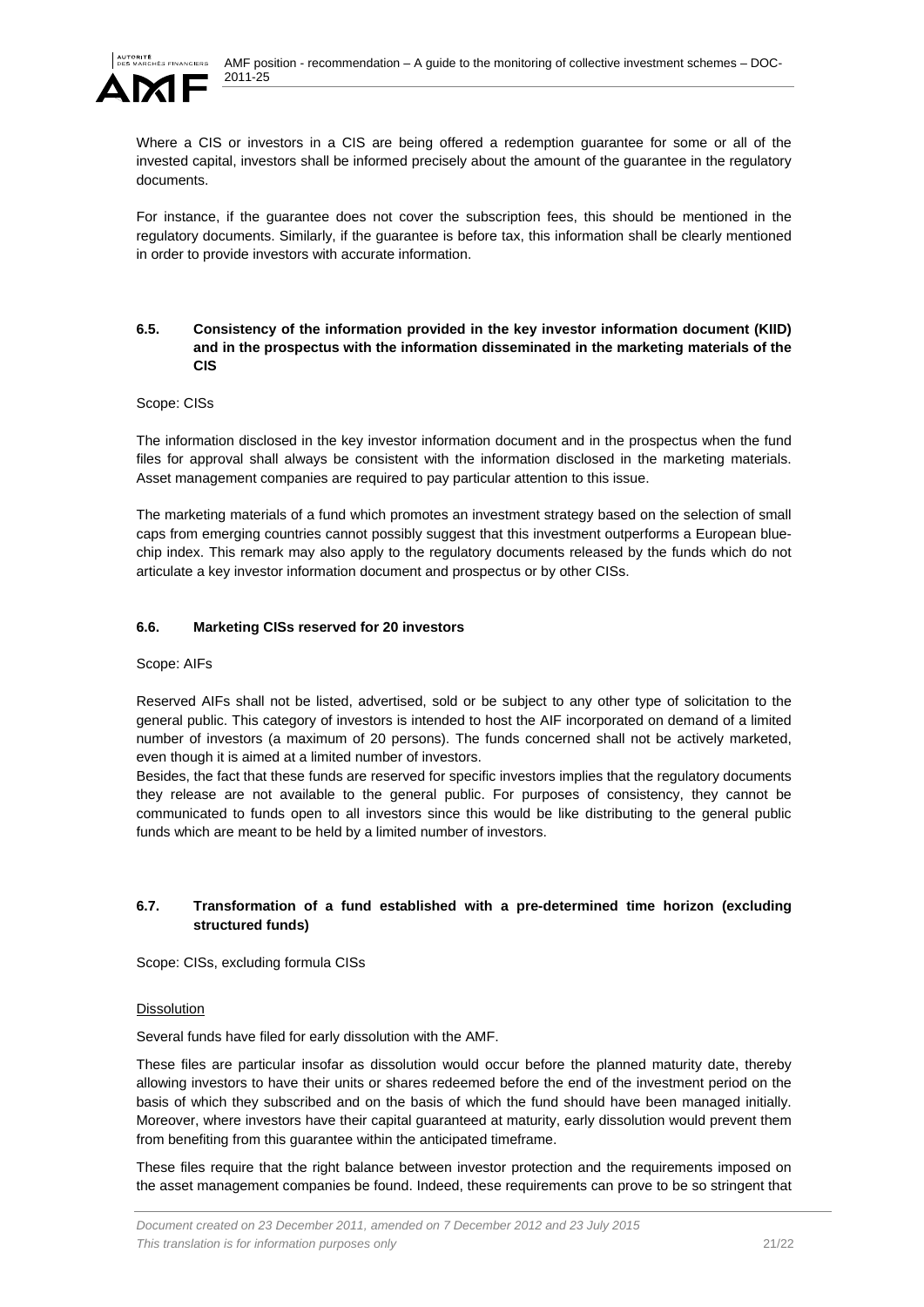Where a CIS or investors in a CIS are being offered a redemption guarantee for some or all of the invested capital, investors shall be informed precisely about the amount of the guarantee in the regulatory documents.

For instance, if the guarantee does not cover the subscription fees, this should be mentioned in the regulatory documents. Similarly, if the guarantee is before tax, this information shall be clearly mentioned in order to provide investors with accurate information.

### 6.5. Consistency of the information provided in the key investor information document (KIID) and in the prospectus with the information disseminated in the marketing materials of the CIS

Scope: CISs

The information disclosed in the key investor information document and in the prospectus when the fund files for approval shall always be consistent with the information disclosed in the marketing materials. Asset management companies are required to pay particular attention to this issue.

The marketing materials of a fund which promotes an investment strategy based on the selection of small caps from emerging countries cannot possibly suggest that this investment outperforms a European blue-chip index. This remark may also apply to the regulatory documents released by the funds which do not articulate a key investor information document and prospectus or by other CISs.

### 6.6. Marketing CISs reserved for 20 investors

Scope: AIFs

Reserved AIFs shall not be listed, advertised, sold or be subject to any other type of solicitation to the general public. This category of investors is intended to host the AIF incorporated on demand of a limited number of investors (a maximum of 20 persons). The funds concerned shall not be actively marketed, even though it is aimed at a limited number of investors.

Besides, the fact that these funds are reserved for specific investors implies that the regulatory documents they release are not available to the general public. For purposes of consistency, they cannot be communicated to funds open to all investors since this would be like distributing to the general public funds which are meant to be held by a limited number of investors.

### 6.7. Transformation of a fund established with a pre-determined time horizon (excluding structured funds)

Scope: CISs, excluding formula CISs

<u>Dissolution</u>

Several funds have filed for early dissolution with the AMF.

These files are particular insofar as dissolution would occur before the planned maturity date, thereby allowing investors to have their units or shares redeemed before the end of the investment period on the basis of which they subscribed and on the basis of which the fund should have been managed initially. Moreover, where investors have their capital guaranteed at maturity, early dissolution would prevent them from benefiting from this guarantee within the anticipated timeframe.

These files require that the right balance between investor protection and the requirements imposed on the asset management companies be found. Indeed, these requirements can prove to be so stringent that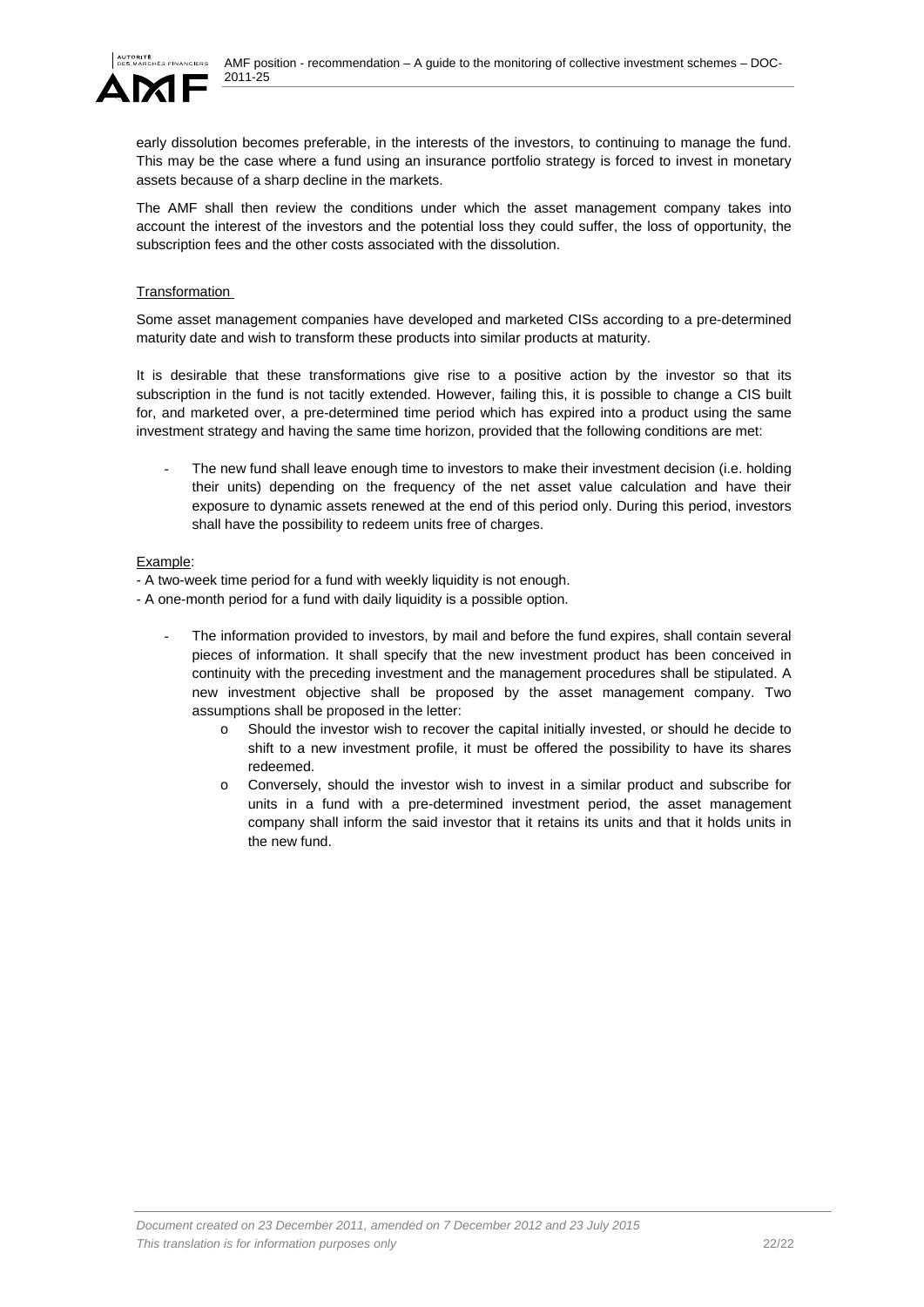early dissolution becomes preferable, in the interests of the investors, to continuing to manage the fund. This may be the case where a fund using an insurance portfolio strategy is forced to invest in monetary assets because of a sharp decline in the markets.

The AMF shall then review the conditions under which the asset management company takes into account the interest of the investors and the potential loss they could suffer, the loss of opportunity, the subscription fees and the other costs associated with the dissolution.

Transformation

Some asset management companies have developed and marketed CISs according to a pre-determined maturity date and wish to transform these products into similar products at maturity.

It is desirable that these transformations give rise to a positive action by the investor so that its subscription in the fund is not tacitly extended. However, failing this, it is possible to change a CIS built for, and marketed over, a pre-determined time period which has expired into a product using the same investment strategy and having the same time horizon, provided that the following conditions are met:

- The new fund shall leave enough time to investors to make their investment decision (i.e. holding their units) depending on the frequency of the net asset value calculation and have their exposure to dynamic assets renewed at the end of this period only. During this period, investors shall have the possibility to redeem units free of charges.

Example:
- A two-week time period for a fund with weekly liquidity is not enough.
- A one-month period for a fund with daily liquidity is a possible option.

- The information provided to investors, by mail and before the fund expires, shall contain several pieces of information. It shall specify that the new investment product has been conceived in continuity with the preceding investment and the management procedures shall be stipulated. A new investment objective shall be proposed by the asset management company. Two assumptions shall be proposed in the letter:
  - Should the investor wish to recover the capital initially invested, or should he decide to shift to a new investment profile, it must be offered the possibility to have its shares redeemed.
  - Conversely, should the investor wish to invest in a similar product and subscribe for units in a fund with a pre-determined investment period, the asset management company shall inform the said investor that it retains its units and that it holds units in the new fund.